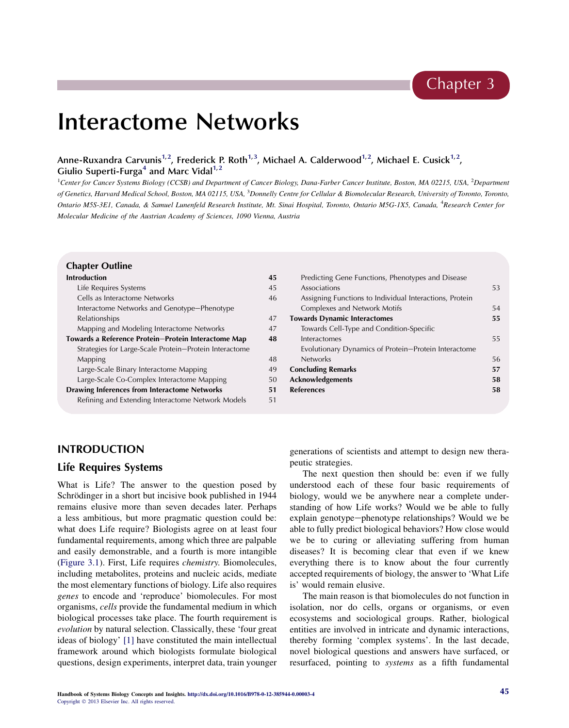Chapter 3

# Interactome Networks

**Anne-Ruxandra Carvunis[1,2], Frederick P. Roth[1,3], Michael A. Calderwood[1,2], Michael E. Cusick[1,2], Giulio Superti-Furga[4] and Marc Vidal[1,2]**

[1]*Center for Cancer Systems Biology (CCSB) and Department of Cancer Biology, Dana-Farber Cancer Institute, Boston, MA 02215, USA,* [2]*Department of Genetics, Harvard Medical School, Boston, MA 02115, USA,* [3]*Donnelly Centre for Cellular & Biomolecular Research, University of Toronto, Toronto, Ontario M5S-3E1, Canada, & Samuel Lunenfeld Research Institute, Mt. Sinai Hospital, Toronto, Ontario M5G-1X5, Canada,* [4]*Research Center for Molecular Medicine of the Austrian Academy of Sciences, 1090 Vienna, Austria*

**Chapter Outline**

| | |
|---|---|
| **Introduction** | **45** |
| Life Requires Systems | 45 |
| Cells as Interactome Networks | 46 |
| Interactome Networks and Genotype–Phenotype Relationships | 47 |
| Mapping and Modeling Interactome Networks | 47 |
| **Towards a Reference Protein–Protein Interactome Map** | **48** |
| Strategies for Large-Scale Protein–Protein Interactome Mapping | 48 |
| Large-Scale Binary Interactome Mapping | 49 |
| Large-Scale Co-Complex Interactome Mapping | 50 |
| **Drawing Inferences from Interactome Networks** | **51** |
| Refining and Extending Interactome Network Models | 51 |
| Predicting Gene Functions, Phenotypes and Disease Associations | 53 |
| Assigning Functions to Individual Interactions, Protein Complexes and Network Motifs | 54 |
| **Towards Dynamic Interactomes** | **55** |
| Towards Cell-Type and Condition-Specific Interactomes | 55 |
| Evolutionary Dynamics of Protein–Protein Interactome Networks | 56 |
| **Concluding Remarks** | **57** |
| **Acknowledgements** | **58** |
| **References** | **58** |

## INTRODUCTION

### Life Requires Systems

What is Life? The answer to the question posed by Schrödinger in a short but incisive book published in 1944 remains elusive more than seven decades later. Perhaps a less ambitious, but more pragmatic question could be: what does Life require? Biologists agree on at least four fundamental requirements, among which three are palpable and easily demonstrable, and a fourth is more intangible (Figure 3.1). First, Life requires *chemistry*. Biomolecules, including metabolites, proteins and nucleic acids, mediate the most elementary functions of biology. Life also requires *genes* to encode and 'reproduce' biomolecules. For most organisms, *cells* provide the fundamental medium in which biological processes take place. The fourth requirement is *evolution* by natural selection. Classically, these 'four great ideas of biology' [1] have constituted the main intellectual framework around which biologists formulate biological questions, design experiments, interpret data, train younger generations of scientists and attempt to design new therapeutic strategies.

The next question then should be: even if we fully understood each of these four basic requirements of biology, would we be anywhere near a complete understanding of how Life works? Would we be able to fully explain genotype–phenotype relationships? Would we be able to fully predict biological behaviors? How close would we be to curing or alleviating suffering from human diseases? It is becoming clear that even if we knew everything there is to know about the four currently accepted requirements of biology, the answer to 'What Life is' would remain elusive.

The main reason is that biomolecules do not function in isolation, nor do cells, organs or organisms, or even ecosystems and sociological groups. Rather, biological entities are involved in intricate and dynamic interactions, thereby forming 'complex systems'. In the last decade, novel biological questions and answers have surfaced, or resurfaced, pointing to *systems* as a fifth fundamental

Handbook of Systems Biology Concepts and Insights. http://dx.doi.org/10.1016/B978-0-12-385944-0.00003-4
Copyright © 2013 Elsevier Inc. All rights reserved.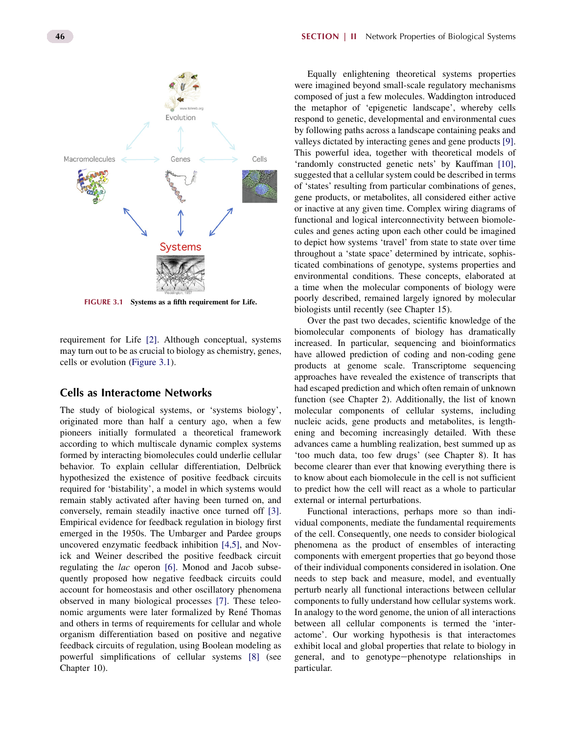Evolution

Macromolecules

Genes

Cells

Systems

**FIGURE 3.1 Systems as a fifth requirement for Life.**

requirement for Life [2]. Although conceptual, systems may turn out to be as crucial to biology as chemistry, genes, cells or evolution (Figure 3.1).

## Cells as Interactome Networks

The study of biological systems, or 'systems biology', originated more than half a century ago, when a few pioneers initially formulated a theoretical framework according to which multiscale dynamic complex systems formed by interacting biomolecules could underlie cellular behavior. To explain cellular differentiation, Delbrück hypothesized the existence of positive feedback circuits required for 'bistability', a model in which systems would remain stably activated after having been turned on, and conversely, remain steadily inactive once turned off [3]. Empirical evidence for feedback regulation in biology first emerged in the 1950s. The Umbarger and Pardee groups uncovered enzymatic feedback inhibition [4,5], and Novick and Weiner described the positive feedback circuit regulating the *lac* operon [6]. Monod and Jacob subsequently proposed how negative feedback circuits could account for homeostasis and other oscillatory phenomena observed in many biological processes [7]. These teleonomic arguments were later formalized by René Thomas and others in terms of requirements for cellular and whole organism differentiation based on positive and negative feedback circuits of regulation, using Boolean modeling as powerful simplifications of cellular systems [8] (see Chapter 10).

Equally enlightening theoretical systems properties were imagined beyond small-scale regulatory mechanisms composed of just a few molecules. Waddington introduced the metaphor of 'epigenetic landscape', whereby cells respond to genetic, developmental and environmental cues by following paths across a landscape containing peaks and valleys dictated by interacting genes and gene products [9]. This powerful idea, together with theoretical models of 'randomly constructed genetic nets' by Kauffman [10], suggested that a cellular system could be described in terms of 'states' resulting from particular combinations of genes, gene products, or metabolites, all considered either active or inactive at any given time. Complex wiring diagrams of functional and logical interconnectivity between biomolecules and genes acting upon each other could be imagined to depict how systems 'travel' from state to state over time throughout a 'state space' determined by intricate, sophisticated combinations of genotype, systems properties and environmental conditions. These concepts, elaborated at a time when the molecular components of biology were poorly described, remained largely ignored by molecular biologists until recently (see Chapter 15).

Over the past two decades, scientific knowledge of the biomolecular components of biology has dramatically increased. In particular, sequencing and bioinformatics have allowed prediction of coding and non-coding gene products at genome scale. Transcriptome sequencing approaches have revealed the existence of transcripts that had escaped prediction and which often remain of unknown function (see Chapter 2). Additionally, the list of known molecular components of cellular systems, including nucleic acids, gene products and metabolites, is lengthening and becoming increasingly detailed. With these advances came a humbling realization, best summed up as 'too much data, too few drugs' (see Chapter 8). It has become clearer than ever that knowing everything there is to know about each biomolecule in the cell is not sufficient to predict how the cell will react as a whole to particular external or internal perturbations.

Functional interactions, perhaps more so than individual components, mediate the fundamental requirements of the cell. Consequently, one needs to consider biological phenomena as the product of ensembles of interacting components with emergent properties that go beyond those of their individual components considered in isolation. One needs to step back and measure, model, and eventually perturb nearly all functional interactions between cellular components to fully understand how cellular systems work. In analogy to the word genome, the union of all interactions between all cellular components is termed the 'interactome'. Our working hypothesis is that interactomes exhibit local and global properties that relate to biology in general, and to genotype–phenotype relationships in particular.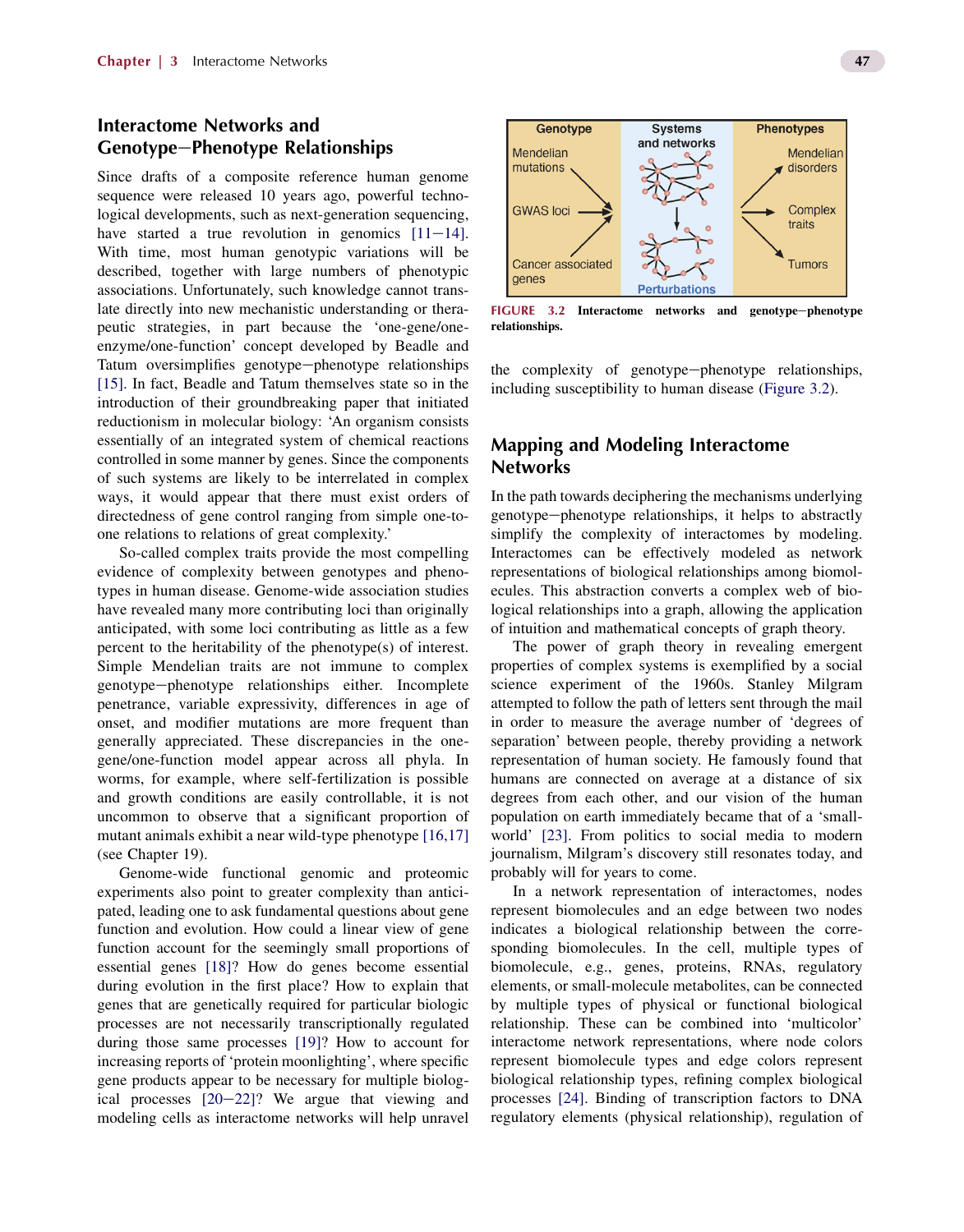## Interactome Networks and Genotype–Phenotype Relationships

Since drafts of a composite reference human genome sequence were released 10 years ago, powerful technological developments, such as next-generation sequencing, have started a true revolution in genomics [11–14]. With time, most human genotypic variations will be described, together with large numbers of phenotypic associations. Unfortunately, such knowledge cannot translate directly into new mechanistic understanding or therapeutic strategies, in part because the 'one-gene/one-enzyme/one-function' concept developed by Beadle and Tatum oversimplifies genotype–phenotype relationships [15]. In fact, Beadle and Tatum themselves state so in the introduction of their groundbreaking paper that initiated reductionism in molecular biology: 'An organism consists essentially of an integrated system of chemical reactions controlled in some manner by genes. Since the components of such systems are likely to be interrelated in complex ways, it would appear that there must exist orders of directedness of gene control ranging from simple one-to-one relations to relations of great complexity.'

So-called complex traits provide the most compelling evidence of complexity between genotypes and phenotypes in human disease. Genome-wide association studies have revealed many more contributing loci than originally anticipated, with some loci contributing as little as a few percent to the heritability of the phenotype(s) of interest. Simple Mendelian traits are not immune to complex genotype–phenotype relationships either. Incomplete penetrance, variable expressivity, differences in age of onset, and modifier mutations are more frequent than generally appreciated. These discrepancies in the one-gene/one-function model appear across all phyla. In worms, for example, where self-fertilization is possible and growth conditions are easily controllable, it is not uncommon to observe that a significant proportion of mutant animals exhibit a near wild-type phenotype [16,17] (see Chapter 19).

Genome-wide functional genomic and proteomic experiments also point to greater complexity than anticipated, leading one to ask fundamental questions about gene function and evolution. How could a linear view of gene function account for the seemingly small proportions of essential genes [18]? How do genes become essential during evolution in the first place? How to explain that genes that are genetically required for particular biologic processes are not necessarily transcriptionally regulated during those same processes [19]? How to account for increasing reports of 'protein moonlighting', where specific gene products appear to be necessary for multiple biological processes [20–22]? We argue that viewing and modeling cells as interactome networks will help unravel the complexity of genotype–phenotype relationships, including susceptibility to human disease (Figure 3.2).

FIGURE 3.2 Interactome networks and genotype–phenotype relationships.

## Mapping and Modeling Interactome Networks

In the path towards deciphering the mechanisms underlying genotype–phenotype relationships, it helps to abstractly simplify the complexity of interactomes by modeling. Interactomes can be effectively modeled as network representations of biological relationships among biomolecules. This abstraction converts a complex web of biological relationships into a graph, allowing the application of intuition and mathematical concepts of graph theory.

The power of graph theory in revealing emergent properties of complex systems is exemplified by a social science experiment of the 1960s. Stanley Milgram attempted to follow the path of letters sent through the mail in order to measure the average number of 'degrees of separation' between people, thereby providing a network representation of human society. He famously found that humans are connected on average at a distance of six degrees from each other, and our vision of the human population on earth immediately became that of a 'small-world' [23]. From politics to social media to modern journalism, Milgram's discovery still resonates today, and probably will for years to come.

In a network representation of interactomes, nodes represent biomolecules and an edge between two nodes indicates a biological relationship between the corresponding biomolecules. In the cell, multiple types of biomolecule, e.g., genes, proteins, RNAs, regulatory elements, or small-molecule metabolites, can be connected by multiple types of physical or functional biological relationship. These can be combined into 'multicolor' interactome network representations, where node colors represent biomolecule types and edge colors represent biological relationship types, refining complex biological processes [24]. Binding of transcription factors to DNA regulatory elements (physical relationship), regulation of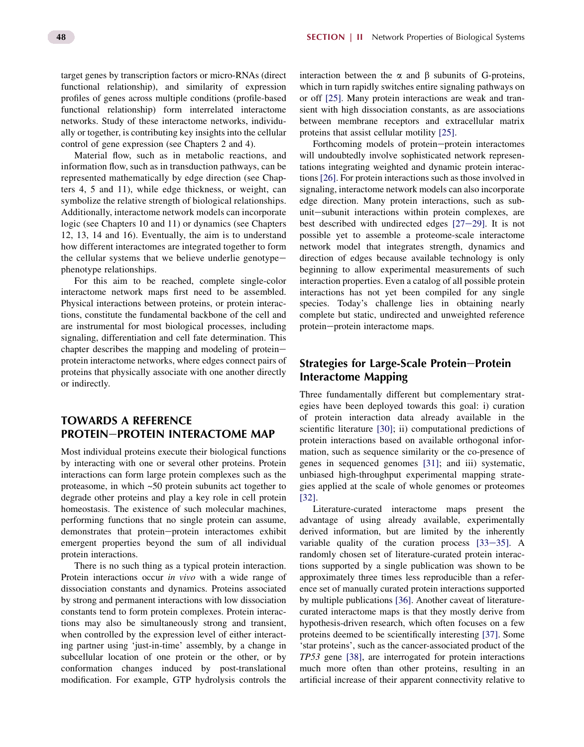target genes by transcription factors or micro-RNAs (direct functional relationship), and similarity of expression profiles of genes across multiple conditions (profile-based functional relationship) form interrelated interactome networks. Study of these interactome networks, individually or together, is contributing key insights into the cellular control of gene expression (see Chapters 2 and 4).

Material flow, such as in metabolic reactions, and information flow, such as in transduction pathways, can be represented mathematically by edge direction (see Chapters 4, 5 and 11), while edge thickness, or weight, can symbolize the relative strength of biological relationships. Additionally, interactome network models can incorporate logic (see Chapters 10 and 11) or dynamics (see Chapters 12, 13, 14 and 16). Eventually, the aim is to understand how different interactomes are integrated together to form the cellular systems that we believe underlie genotype–phenotype relationships.

For this aim to be reached, complete single-color interactome network maps first need to be assembled. Physical interactions between proteins, or protein interactions, constitute the fundamental backbone of the cell and are instrumental for most biological processes, including signaling, differentiation and cell fate determination. This chapter describes the mapping and modeling of protein–protein interactome networks, where edges connect pairs of proteins that physically associate with one another directly or indirectly.

## TOWARDS A REFERENCE PROTEIN–PROTEIN INTERACTOME MAP

Most individual proteins execute their biological functions by interacting with one or several other proteins. Protein interactions can form large protein complexes such as the proteasome, in which ~50 protein subunits act together to degrade other proteins and play a key role in cell protein homeostasis. The existence of such molecular machines, performing functions that no single protein can assume, demonstrates that protein–protein interactomes exhibit emergent properties beyond the sum of all individual protein interactions.

There is no such thing as a typical protein interaction. Protein interactions occur *in vivo* with a wide range of dissociation constants and dynamics. Proteins associated by strong and permanent interactions with low dissociation constants tend to form protein complexes. Protein interactions may also be simultaneously strong and transient, when controlled by the expression level of either interacting partner using 'just-in-time' assembly, by a change in subcellular location of one protein or the other, or by conformation changes induced by post-translational modification. For example, GTP hydrolysis controls the interaction between the α and β subunits of G-proteins, which in turn rapidly switches entire signaling pathways on or off [25]. Many protein interactions are weak and transient with high dissociation constants, as are associations between membrane receptors and extracellular matrix proteins that assist cellular motility [25].

Forthcoming models of protein–protein interactomes will undoubtedly involve sophisticated network representations integrating weighted and dynamic protein interactions [26]. For protein interactions such as those involved in signaling, interactome network models can also incorporate edge direction. Many protein interactions, such as subunit–subunit interactions within protein complexes, are best described with undirected edges [27–29]. It is not possible yet to assemble a proteome-scale interactome network model that integrates strength, dynamics and direction of edges because available technology is only beginning to allow experimental measurements of such interaction properties. Even a catalog of all possible protein interactions has not yet been compiled for any single species. Today's challenge lies in obtaining nearly complete but static, undirected and unweighted reference protein–protein interactome maps.

### Strategies for Large-Scale Protein–Protein Interactome Mapping

Three fundamentally different but complementary strategies have been deployed towards this goal: i) curation of protein interaction data already available in the scientific literature [30]; ii) computational predictions of protein interactions based on available orthogonal information, such as sequence similarity or the co-presence of genes in sequenced genomes [31]; and iii) systematic, unbiased high-throughput experimental mapping strategies applied at the scale of whole genomes or proteomes [32].

Literature-curated interactome maps present the advantage of using already available, experimentally derived information, but are limited by the inherently variable quality of the curation process [33–35]. A randomly chosen set of literature-curated protein interactions supported by a single publication was shown to be approximately three times less reproducible than a reference set of manually curated protein interactions supported by multiple publications [36]. Another caveat of literature-curated interactome maps is that they mostly derive from hypothesis-driven research, which often focuses on a few proteins deemed to be scientifically interesting [37]. Some 'star proteins', such as the cancer-associated product of the *TP53* gene [38], are interrogated for protein interactions much more often than other proteins, resulting in an artificial increase of their apparent connectivity relative to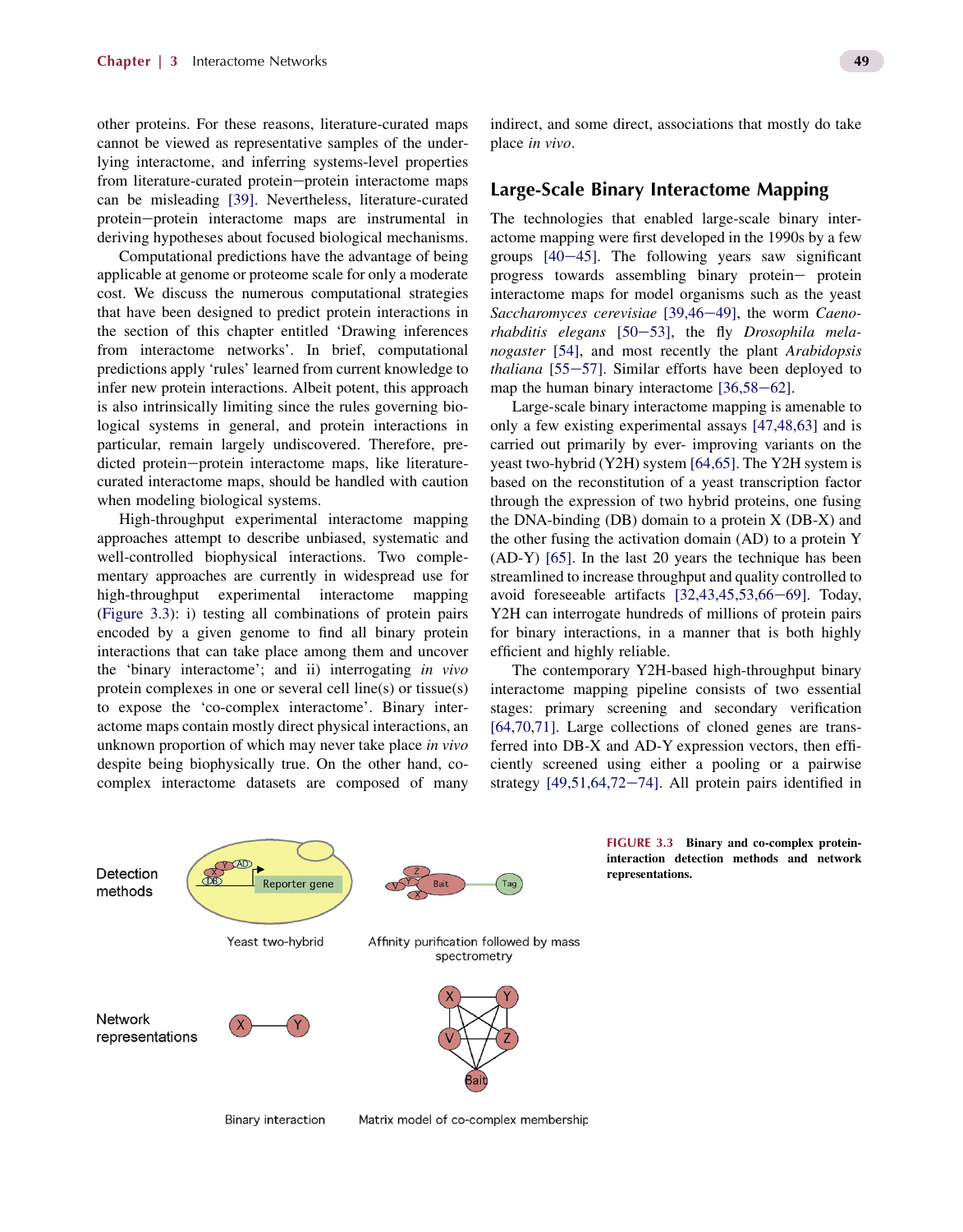other proteins. For these reasons, literature-curated maps cannot be viewed as representative samples of the underlying interactome, and inferring systems-level properties from literature-curated protein–protein interactome maps can be misleading [39]. Nevertheless, literature-curated protein–protein interactome maps are instrumental in deriving hypotheses about focused biological mechanisms.

Computational predictions have the advantage of being applicable at genome or proteome scale for only a moderate cost. We discuss the numerous computational strategies that have been designed to predict protein interactions in the section of this chapter entitled 'Drawing inferences from interactome networks'. In brief, computational predictions apply 'rules' learned from current knowledge to infer new protein interactions. Albeit potent, this approach is also intrinsically limiting since the rules governing biological systems in general, and protein interactions in particular, remain largely undiscovered. Therefore, predicted protein–protein interactome maps, like literature-curated interactome maps, should be handled with caution when modeling biological systems.

High-throughput experimental interactome mapping approaches attempt to describe unbiased, systematic and well-controlled biophysical interactions. Two complementary approaches are currently in widespread use for high-throughput experimental interactome mapping (Figure 3.3): i) testing all combinations of protein pairs encoded by a given genome to find all binary protein interactions that can take place among them and uncover the 'binary interactome'; and ii) interrogating *in vivo* protein complexes in one or several cell line(s) or tissue(s) to expose the 'co-complex interactome'. Binary interactome maps contain mostly direct physical interactions, an unknown proportion of which may never take place *in vivo* despite being biophysically true. On the other hand, co-complex interactome datasets are composed of many indirect, and some direct, associations that mostly do take place *in vivo*.

## Large-Scale Binary Interactome Mapping

The technologies that enabled large-scale binary interactome mapping were first developed in the 1990s by a few groups [40–45]. The following years saw significant progress towards assembling binary protein– protein interactome maps for model organisms such as the yeast *Saccharomyces cerevisiae* [39,46–49], the worm *Caenorhabditis elegans* [50–53], the fly *Drosophila melanogaster* [54], and most recently the plant *Arabidopsis thaliana* [55–57]. Similar efforts have been deployed to map the human binary interactome [36,58–62].

Large-scale binary interactome mapping is amenable to only a few existing experimental assays [47,48,63] and is carried out primarily by ever- improving variants on the yeast two-hybrid (Y2H) system [64,65]. The Y2H system is based on the reconstitution of a yeast transcription factor through the expression of two hybrid proteins, one fusing the DNA-binding (DB) domain to a protein X (DB-X) and the other fusing the activation domain (AD) to a protein Y (AD-Y) [65]. In the last 20 years the technique has been streamlined to increase throughput and quality controlled to avoid foreseeable artifacts [32,43,45,53,66–69]. Today, Y2H can interrogate hundreds of millions of protein pairs for binary interactions, in a manner that is both highly efficient and highly reliable.

The contemporary Y2H-based high-throughput binary interactome mapping pipeline consists of two essential stages: primary screening and secondary verification [64,70,71]. Large collections of cloned genes are transferred into DB-X and AD-Y expression vectors, then efficiently screened using either a pooling or a pairwise strategy [49,51,64,72–74]. All protein pairs identified in

**FIGURE 3.3 Binary and co-complex protein-interaction detection methods and network representations.**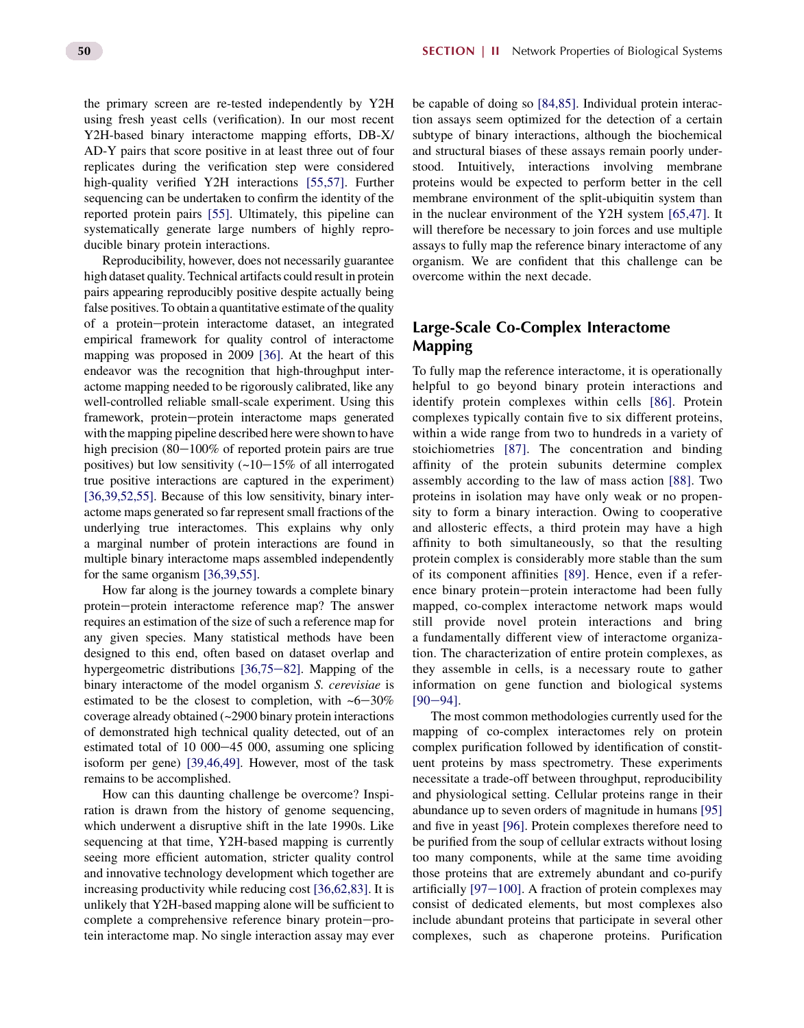the primary screen are re-tested independently by Y2H using fresh yeast cells (verification). In our most recent Y2H-based binary interactome mapping efforts, DB-X/AD-Y pairs that score positive in at least three out of four replicates during the verification step were considered high-quality verified Y2H interactions [55,57]. Further sequencing can be undertaken to confirm the identity of the reported protein pairs [55]. Ultimately, this pipeline can systematically generate large numbers of highly reproducible binary protein interactions.

Reproducibility, however, does not necessarily guarantee high dataset quality. Technical artifacts could result in protein pairs appearing reproducibly positive despite actually being false positives. To obtain a quantitative estimate of the quality of a protein–protein interactome dataset, an integrated empirical framework for quality control of interactome mapping was proposed in 2009 [36]. At the heart of this endeavor was the recognition that high-throughput interactome mapping needed to be rigorously calibrated, like any well-controlled reliable small-scale experiment. Using this framework, protein–protein interactome maps generated with the mapping pipeline described here were shown to have high precision (80–100% of reported protein pairs are true positives) but low sensitivity (~10–15% of all interrogated true positive interactions are captured in the experiment) [36,39,52,55]. Because of this low sensitivity, binary interactome maps generated so far represent small fractions of the underlying true interactomes. This explains why only a marginal number of protein interactions are found in multiple binary interactome maps assembled independently for the same organism [36,39,55].

How far along is the journey towards a complete binary protein–protein interactome reference map? The answer requires an estimation of the size of such a reference map for any given species. Many statistical methods have been designed to this end, often based on dataset overlap and hypergeometric distributions [36,75–82]. Mapping of the binary interactome of the model organism *S. cerevisiae* is estimated to be the closest to completion, with ~6–30% coverage already obtained (~2900 binary protein interactions of demonstrated high technical quality detected, out of an estimated total of 10 000–45 000, assuming one splicing isoform per gene) [39,46,49]. However, most of the task remains to be accomplished.

How can this daunting challenge be overcome? Inspiration is drawn from the history of genome sequencing, which underwent a disruptive shift in the late 1990s. Like sequencing at that time, Y2H-based mapping is currently seeing more efficient automation, stricter quality control and innovative technology development which together are increasing productivity while reducing cost [36,62,83]. It is unlikely that Y2H-based mapping alone will be sufficient to complete a comprehensive reference binary protein–protein interactome map. No single interaction assay may ever be capable of doing so [84,85]. Individual protein interaction assays seem optimized for the detection of a certain subtype of binary interactions, although the biochemical and structural biases of these assays remain poorly understood. Intuitively, interactions involving membrane proteins would be expected to perform better in the cell membrane environment of the split-ubiquitin system than in the nuclear environment of the Y2H system [65,47]. It will therefore be necessary to join forces and use multiple assays to fully map the reference binary interactome of any organism. We are confident that this challenge can be overcome within the next decade.

## Large-Scale Co-Complex Interactome Mapping

To fully map the reference interactome, it is operationally helpful to go beyond binary protein interactions and identify protein complexes within cells [86]. Protein complexes typically contain five to six different proteins, within a wide range from two to hundreds in a variety of stoichiometries [87]. The concentration and binding affinity of the protein subunits determine complex assembly according to the law of mass action [88]. Two proteins in isolation may have only weak or no propensity to form a binary interaction. Owing to cooperative and allosteric effects, a third protein may have a high affinity to both simultaneously, so that the resulting protein complex is considerably more stable than the sum of its component affinities [89]. Hence, even if a reference binary protein–protein interactome had been fully mapped, co-complex interactome network maps would still provide novel protein interactions and bring a fundamentally different view of interactome organization. The characterization of entire protein complexes, as they assemble in cells, is a necessary route to gather information on gene function and biological systems [90–94].

The most common methodologies currently used for the mapping of co-complex interactomes rely on protein complex purification followed by identification of constituent proteins by mass spectrometry. These experiments necessitate a trade-off between throughput, reproducibility and physiological setting. Cellular proteins range in their abundance up to seven orders of magnitude in humans [95] and five in yeast [96]. Protein complexes therefore need to be purified from the soup of cellular extracts without losing too many components, while at the same time avoiding those proteins that are extremely abundant and co-purify artificially [97–100]. A fraction of protein complexes may consist of dedicated elements, but most complexes also include abundant proteins that participate in several other complexes, such as chaperone proteins. Purification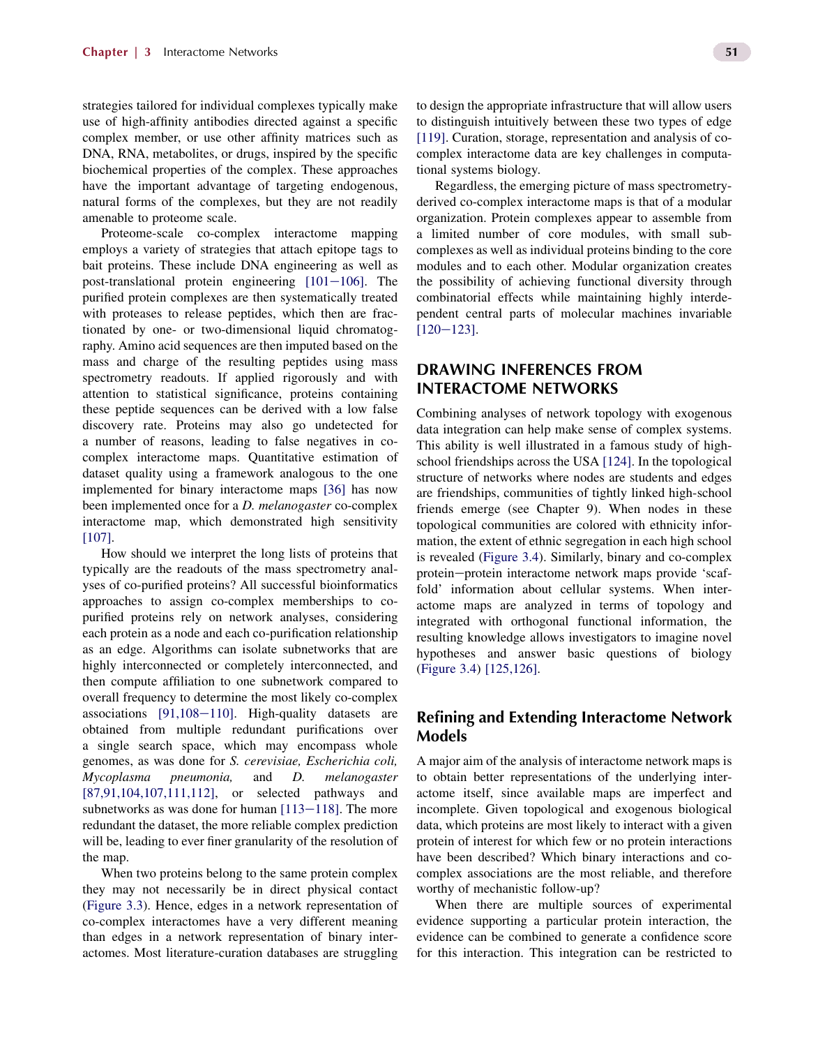strategies tailored for individual complexes typically make use of high-affinity antibodies directed against a specific complex member, or use other affinity matrices such as DNA, RNA, metabolites, or drugs, inspired by the specific biochemical properties of the complex. These approaches have the important advantage of targeting endogenous, natural forms of the complexes, but they are not readily amenable to proteome scale.

Proteome-scale co-complex interactome mapping employs a variety of strategies that attach epitope tags to bait proteins. These include DNA engineering as well as post-translational protein engineering [101−106]. The purified protein complexes are then systematically treated with proteases to release peptides, which then are fractionated by one- or two-dimensional liquid chromatography. Amino acid sequences are then imputed based on the mass and charge of the resulting peptides using mass spectrometry readouts. If applied rigorously and with attention to statistical significance, proteins containing these peptide sequences can be derived with a low false discovery rate. Proteins may also go undetected for a number of reasons, leading to false negatives in co-complex interactome maps. Quantitative estimation of dataset quality using a framework analogous to the one implemented for binary interactome maps [36] has now been implemented once for a *D. melanogaster* co-complex interactome map, which demonstrated high sensitivity [107].

How should we interpret the long lists of proteins that typically are the readouts of the mass spectrometry analyses of co-purified proteins? All successful bioinformatics approaches to assign co-complex memberships to co-purified proteins rely on network analyses, considering each protein as a node and each co-purification relationship as an edge. Algorithms can isolate subnetworks that are highly interconnected or completely interconnected, and then compute affiliation to one subnetwork compared to overall frequency to determine the most likely co-complex associations [91,108−110]. High-quality datasets are obtained from multiple redundant purifications over a single search space, which may encompass whole genomes, as was done for *S. cerevisiae, Escherichia coli, Mycoplasma pneumonia,* and *D. melanogaster* [87,91,104,107,111,112], or selected pathways and subnetworks as was done for human [113−118]. The more redundant the dataset, the more reliable complex prediction will be, leading to ever finer granularity of the resolution of the map.

When two proteins belong to the same protein complex they may not necessarily be in direct physical contact (Figure 3.3). Hence, edges in a network representation of co-complex interactomes have a very different meaning than edges in a network representation of binary interactomes. Most literature-curation databases are struggling to design the appropriate infrastructure that will allow users to distinguish intuitively between these two types of edge [119]. Curation, storage, representation and analysis of co-complex interactome data are key challenges in computational systems biology.

Regardless, the emerging picture of mass spectrometry-derived co-complex interactome maps is that of a modular organization. Protein complexes appear to assemble from a limited number of core modules, with small sub-complexes as well as individual proteins binding to the core modules and to each other. Modular organization creates the possibility of achieving functional diversity through combinatorial effects while maintaining highly interdependent central parts of molecular machines invariable [120−123].

## DRAWING INFERENCES FROM INTERACTOME NETWORKS

Combining analyses of network topology with exogenous data integration can help make sense of complex systems. This ability is well illustrated in a famous study of high-school friendships across the USA [124]. In the topological structure of networks where nodes are students and edges are friendships, communities of tightly linked high-school friends emerge (see Chapter 9). When nodes in these topological communities are colored with ethnicity information, the extent of ethnic segregation in each high school is revealed (Figure 3.4). Similarly, binary and co-complex protein−protein interactome network maps provide 'scaffold' information about cellular systems. When interactome maps are analyzed in terms of topology and integrated with orthogonal functional information, the resulting knowledge allows investigators to imagine novel hypotheses and answer basic questions of biology (Figure 3.4) [125,126].

### Refining and Extending Interactome Network Models

A major aim of the analysis of interactome network maps is to obtain better representations of the underlying interactome itself, since available maps are imperfect and incomplete. Given topological and exogenous biological data, which proteins are most likely to interact with a given protein of interest for which few or no protein interactions have been described? Which binary interactions and co-complex associations are the most reliable, and therefore worthy of mechanistic follow-up?

When there are multiple sources of experimental evidence supporting a particular protein interaction, the evidence can be combined to generate a confidence score for this interaction. This integration can be restricted to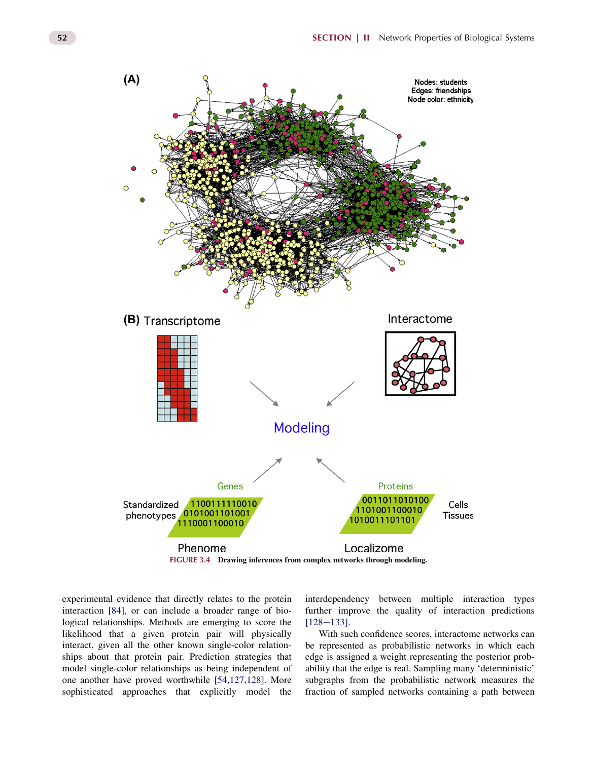FIGURE 3.4 Drawing inferences from complex networks through modeling.

experimental evidence that directly relates to the protein interaction [84], or can include a broader range of biological relationships. Methods are emerging to score the likelihood that a given protein pair will physically interact, given all the other known single-color relationships about that protein pair. Prediction strategies that model single-color relationships as being independent of one another have proved worthwhile [54,127,128]. More sophisticated approaches that explicitly model the interdependency between multiple interaction types further improve the quality of interaction predictions [128–133].

With such confidence scores, interactome networks can be represented as probabilistic networks in which each edge is assigned a weight representing the posterior probability that the edge is real. Sampling many 'deterministic' subgraphs from the probabilistic network measures the fraction of sampled networks containing a path between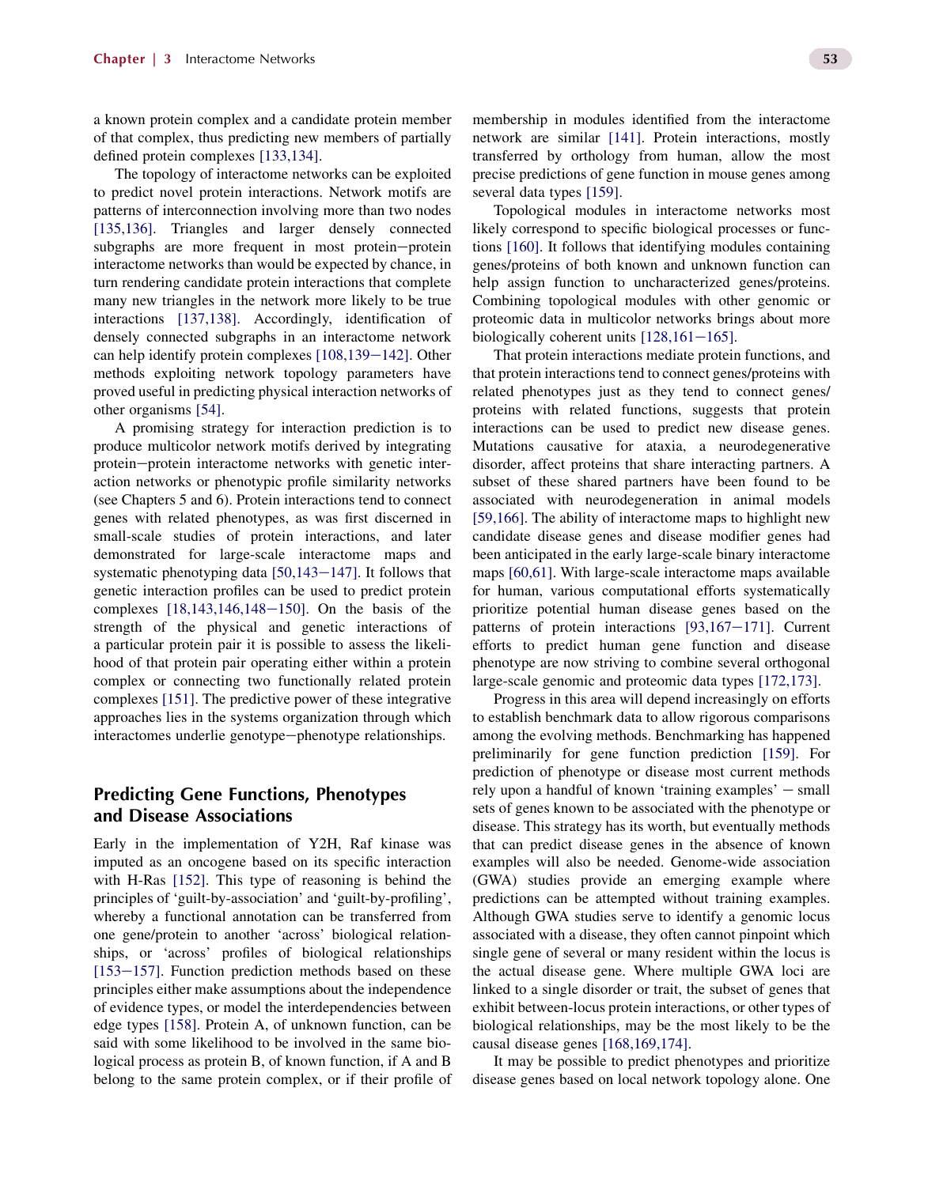a known protein complex and a candidate protein member of that complex, thus predicting new members of partially defined protein complexes [133,134].

The topology of interactome networks can be exploited to predict novel protein interactions. Network motifs are patterns of interconnection involving more than two nodes [135,136]. Triangles and larger densely connected subgraphs are more frequent in most protein–protein interactome networks than would be expected by chance, in turn rendering candidate protein interactions that complete many new triangles in the network more likely to be true interactions [137,138]. Accordingly, identification of densely connected subgraphs in an interactome network can help identify protein complexes [108,139–142]. Other methods exploiting network topology parameters have proved useful in predicting physical interaction networks of other organisms [54].

A promising strategy for interaction prediction is to produce multicolor network motifs derived by integrating protein–protein interactome networks with genetic interaction networks or phenotypic profile similarity networks (see Chapters 5 and 6). Protein interactions tend to connect genes with related phenotypes, as was first discerned in small-scale studies of protein interactions, and later demonstrated for large-scale interactome maps and systematic phenotyping data [50,143–147]. It follows that genetic interaction profiles can be used to predict protein complexes [18,143,146,148–150]. On the basis of the strength of the physical and genetic interactions of a particular protein pair it is possible to assess the likelihood of that protein pair operating either within a protein complex or connecting two functionally related protein complexes [151]. The predictive power of these integrative approaches lies in the systems organization through which interactomes underlie genotype–phenotype relationships.

## Predicting Gene Functions, Phenotypes and Disease Associations

Early in the implementation of Y2H, Raf kinase was imputed as an oncogene based on its specific interaction with H-Ras [152]. This type of reasoning is behind the principles of 'guilt-by-association' and 'guilt-by-profiling', whereby a functional annotation can be transferred from one gene/protein to another 'across' biological relationships, or 'across' profiles of biological relationships [153–157]. Function prediction methods based on these principles either make assumptions about the independence of evidence types, or model the interdependencies between edge types [158]. Protein A, of unknown function, can be said with some likelihood to be involved in the same biological process as protein B, of known function, if A and B belong to the same protein complex, or if their profile of membership in modules identified from the interactome network are similar [141]. Protein interactions, mostly transferred by orthology from human, allow the most precise predictions of gene function in mouse genes among several data types [159].

Topological modules in interactome networks most likely correspond to specific biological processes or functions [160]. It follows that identifying modules containing genes/proteins of both known and unknown function can help assign function to uncharacterized genes/proteins. Combining topological modules with other genomic or proteomic data in multicolor networks brings about more biologically coherent units [128,161–165].

That protein interactions mediate protein functions, and that protein interactions tend to connect genes/proteins with related phenotypes just as they tend to connect genes/proteins with related functions, suggests that protein interactions can be used to predict new disease genes. Mutations causative for ataxia, a neurodegenerative disorder, affect proteins that share interacting partners. A subset of these shared partners have been found to be associated with neurodegeneration in animal models [59,166]. The ability of interactome maps to highlight new candidate disease genes and disease modifier genes had been anticipated in the early large-scale binary interactome maps [60,61]. With large-scale interactome maps available for human, various computational efforts systematically prioritize potential human disease genes based on the patterns of protein interactions [93,167–171]. Current efforts to predict human gene function and disease phenotype are now striving to combine several orthogonal large-scale genomic and proteomic data types [172,173].

Progress in this area will depend increasingly on efforts to establish benchmark data to allow rigorous comparisons among the evolving methods. Benchmarking has happened preliminarily for gene function prediction [159]. For prediction of phenotype or disease most current methods rely upon a handful of known 'training examples' – small sets of genes known to be associated with the phenotype or disease. This strategy has its worth, but eventually methods that can predict disease genes in the absence of known examples will also be needed. Genome-wide association (GWA) studies provide an emerging example where predictions can be attempted without training examples. Although GWA studies serve to identify a genomic locus associated with a disease, they often cannot pinpoint which single gene of several or many resident within the locus is the actual disease gene. Where multiple GWA loci are linked to a single disorder or trait, the subset of genes that exhibit between-locus protein interactions, or other types of biological relationships, may be the most likely to be the causal disease genes [168,169,174].

It may be possible to predict phenotypes and prioritize disease genes based on local network topology alone. One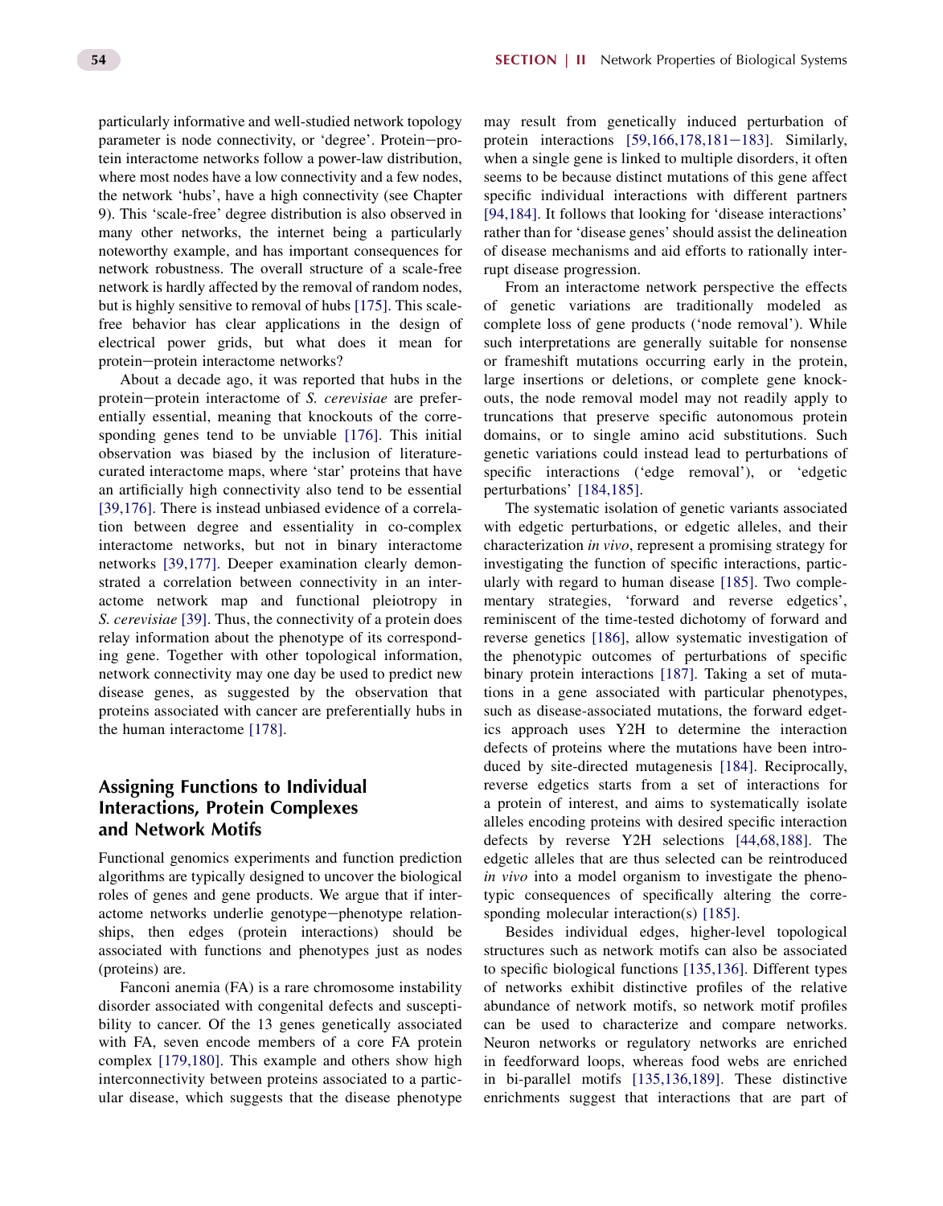particularly informative and well-studied network topology parameter is node connectivity, or 'degree'. Protein−protein interactome networks follow a power-law distribution, where most nodes have a low connectivity and a few nodes, the network 'hubs', have a high connectivity (see Chapter 9). This 'scale-free' degree distribution is also observed in many other networks, the internet being a particularly noteworthy example, and has important consequences for network robustness. The overall structure of a scale-free network is hardly affected by the removal of random nodes, but is highly sensitive to removal of hubs [175]. This scale-free behavior has clear applications in the design of electrical power grids, but what does it mean for protein−protein interactome networks?

About a decade ago, it was reported that hubs in the protein−protein interactome of *S. cerevisiae* are preferentially essential, meaning that knockouts of the corresponding genes tend to be unviable [176]. This initial observation was biased by the inclusion of literature-curated interactome maps, where 'star' proteins that have an artificially high connectivity also tend to be essential [39,176]. There is instead unbiased evidence of a correlation between degree and essentiality in co-complex interactome networks, but not in binary interactome networks [39,177]. Deeper examination clearly demonstrated a correlation between connectivity in an interactome network map and functional pleiotropy in *S. cerevisiae* [39]. Thus, the connectivity of a protein does relay information about the phenotype of its corresponding gene. Together with other topological information, network connectivity may one day be used to predict new disease genes, as suggested by the observation that proteins associated with cancer are preferentially hubs in the human interactome [178].

## Assigning Functions to Individual Interactions, Protein Complexes and Network Motifs

Functional genomics experiments and function prediction algorithms are typically designed to uncover the biological roles of genes and gene products. We argue that if interactome networks underlie genotype−phenotype relationships, then edges (protein interactions) should be associated with functions and phenotypes just as nodes (proteins) are.

Fanconi anemia (FA) is a rare chromosome instability disorder associated with congenital defects and susceptibility to cancer. Of the 13 genes genetically associated with FA, seven encode members of a core FA protein complex [179,180]. This example and others show high interconnectivity between proteins associated to a particular disease, which suggests that the disease phenotype may result from genetically induced perturbation of protein interactions [59,166,178,181−183]. Similarly, when a single gene is linked to multiple disorders, it often seems to be because distinct mutations of this gene affect specific individual interactions with different partners [94,184]. It follows that looking for 'disease interactions' rather than for 'disease genes' should assist the delineation of disease mechanisms and aid efforts to rationally interrupt disease progression.

From an interactome network perspective the effects of genetic variations are traditionally modeled as complete loss of gene products ('node removal'). While such interpretations are generally suitable for nonsense or frameshift mutations occurring early in the protein, large insertions or deletions, or complete gene knockouts, the node removal model may not readily apply to truncations that preserve specific autonomous protein domains, or to single amino acid substitutions. Such genetic variations could instead lead to perturbations of specific interactions ('edge removal'), or 'edgetic perturbations' [184,185].

The systematic isolation of genetic variants associated with edgetic perturbations, or edgetic alleles, and their characterization *in vivo*, represent a promising strategy for investigating the function of specific interactions, particularly with regard to human disease [185]. Two complementary strategies, 'forward and reverse edgetics', reminiscent of the time-tested dichotomy of forward and reverse genetics [186], allow systematic investigation of the phenotypic outcomes of perturbations of specific binary protein interactions [187]. Taking a set of mutations in a gene associated with particular phenotypes, such as disease-associated mutations, the forward edgetics approach uses Y2H to determine the interaction defects of proteins where the mutations have been introduced by site-directed mutagenesis [184]. Reciprocally, reverse edgetics starts from a set of interactions for a protein of interest, and aims to systematically isolate alleles encoding proteins with desired specific interaction defects by reverse Y2H selections [44,68,188]. The edgetic alleles that are thus selected can be reintroduced *in vivo* into a model organism to investigate the phenotypic consequences of specifically altering the corresponding molecular interaction(s) [185].

Besides individual edges, higher-level topological structures such as network motifs can also be associated to specific biological functions [135,136]. Different types of networks exhibit distinctive profiles of the relative abundance of network motifs, so network motif profiles can be used to characterize and compare networks. Neuron networks or regulatory networks are enriched in feedforward loops, whereas food webs are enriched in bi-parallel motifs [135,136,189]. These distinctive enrichments suggest that interactions that are part of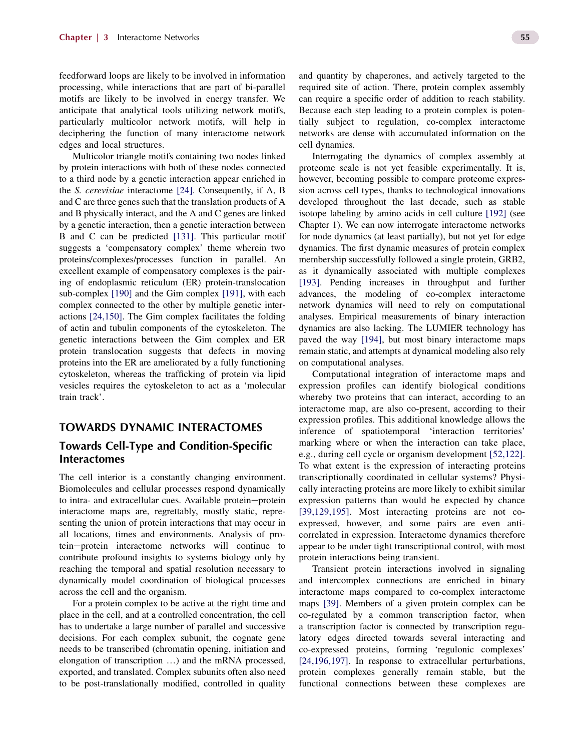feedforward loops are likely to be involved in information processing, while interactions that are part of bi-parallel motifs are likely to be involved in energy transfer. We anticipate that analytical tools utilizing network motifs, particularly multicolor network motifs, will help in deciphering the function of many interactome network edges and local structures.

Multicolor triangle motifs containing two nodes linked by protein interactions with both of these nodes connected to a third node by a genetic interaction appear enriched in the *S. cerevisiae* interactome [24]. Consequently, if A, B and C are three genes such that the translation products of A and B physically interact, and the A and C genes are linked by a genetic interaction, then a genetic interaction between B and C can be predicted [131]. This particular motif suggests a 'compensatory complex' theme wherein two proteins/complexes/processes function in parallel. An excellent example of compensatory complexes is the pairing of endoplasmic reticulum (ER) protein-translocation sub-complex [190] and the Gim complex [191], with each complex connected to the other by multiple genetic interactions [24,150]. The Gim complex facilitates the folding of actin and tubulin components of the cytoskeleton. The genetic interactions between the Gim complex and ER protein translocation suggests that defects in moving proteins into the ER are ameliorated by a fully functioning cytoskeleton, whereas the trafficking of protein via lipid vesicles requires the cytoskeleton to act as a 'molecular train track'.

## TOWARDS DYNAMIC INTERACTOMES

### Towards Cell-Type and Condition-Specific Interactomes

The cell interior is a constantly changing environment. Biomolecules and cellular processes respond dynamically to intra- and extracellular cues. Available protein–protein interactome maps are, regrettably, mostly static, representing the union of protein interactions that may occur in all locations, times and environments. Analysis of protein–protein interactome networks will continue to contribute profound insights to systems biology only by reaching the temporal and spatial resolution necessary to dynamically model coordination of biological processes across the cell and the organism.

For a protein complex to be active at the right time and place in the cell, and at a controlled concentration, the cell has to undertake a large number of parallel and successive decisions. For each complex subunit, the cognate gene needs to be transcribed (chromatin opening, initiation and elongation of transcription …) and the mRNA processed, exported, and translated. Complex subunits often also need to be post-translationally modified, controlled in quality and quantity by chaperones, and actively targeted to the required site of action. There, protein complex assembly can require a specific order of addition to reach stability. Because each step leading to a protein complex is potentially subject to regulation, co-complex interactome networks are dense with accumulated information on the cell dynamics.

Interrogating the dynamics of complex assembly at proteome scale is not yet feasible experimentally. It is, however, becoming possible to compare proteome expression across cell types, thanks to technological innovations developed throughout the last decade, such as stable isotope labeling by amino acids in cell culture [192] (see Chapter 1). We can now interrogate interactome networks for node dynamics (at least partially), but not yet for edge dynamics. The first dynamic measures of protein complex membership successfully followed a single protein, GRB2, as it dynamically associated with multiple complexes [193]. Pending increases in throughput and further advances, the modeling of co-complex interactome network dynamics will need to rely on computational analyses. Empirical measurements of binary interaction dynamics are also lacking. The LUMIER technology has paved the way [194], but most binary interactome maps remain static, and attempts at dynamical modeling also rely on computational analyses.

Computational integration of interactome maps and expression profiles can identify biological conditions whereby two proteins that can interact, according to an interactome map, are also co-present, according to their expression profiles. This additional knowledge allows the inference of spatiotemporal 'interaction territories' marking where or when the interaction can take place, e.g., during cell cycle or organism development [52,122]. To what extent is the expression of interacting proteins transcriptionally coordinated in cellular systems? Physically interacting proteins are more likely to exhibit similar expression patterns than would be expected by chance [39,129,195]. Most interacting proteins are not co-expressed, however, and some pairs are even anti-correlated in expression. Interactome dynamics therefore appear to be under tight transcriptional control, with most protein interactions being transient.

Transient protein interactions involved in signaling and intercomplex connections are enriched in binary interactome maps compared to co-complex interactome maps [39]. Members of a given protein complex can be co-regulated by a common transcription factor, when a transcription factor is connected by transcription regulatory edges directed towards several interacting and co-expressed proteins, forming 'regulonic complexes' [24,196,197]. In response to extracellular perturbations, protein complexes generally remain stable, but the functional connections between these complexes are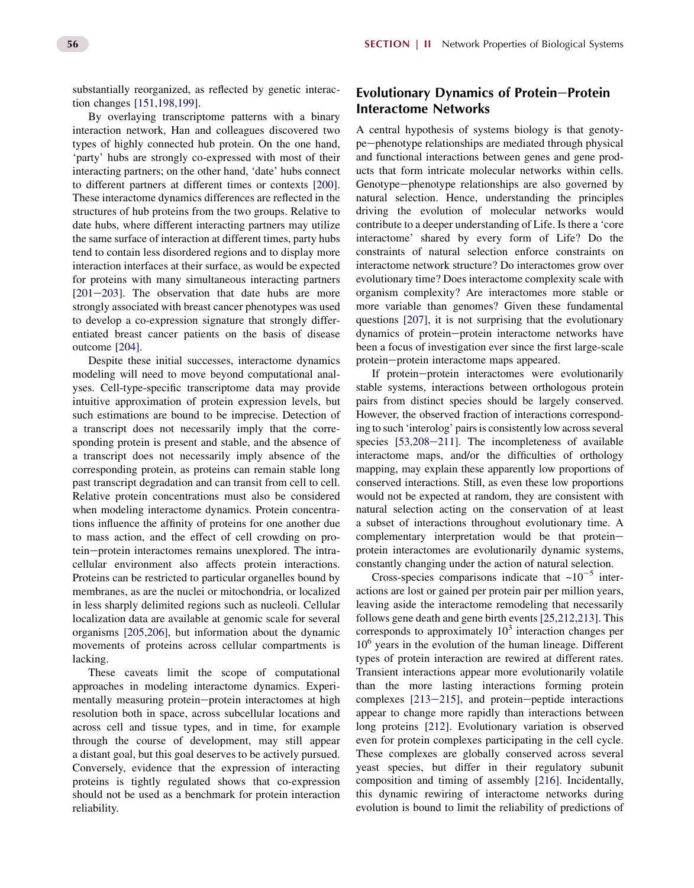substantially reorganized, as reflected by genetic interaction changes [151,198,199].

By overlaying transcriptome patterns with a binary interaction network, Han and colleagues discovered two types of highly connected hub protein. On the one hand, 'party' hubs are strongly co-expressed with most of their interacting partners; on the other hand, 'date' hubs connect to different partners at different times or contexts [200]. These interactome dynamics differences are reflected in the structures of hub proteins from the two groups. Relative to date hubs, where different interacting partners may utilize the same surface of interaction at different times, party hubs tend to contain less disordered regions and to display more interaction interfaces at their surface, as would be expected for proteins with many simultaneous interacting partners [201−203]. The observation that date hubs are more strongly associated with breast cancer phenotypes was used to develop a co-expression signature that strongly differentiated breast cancer patients on the basis of disease outcome [204].

Despite these initial successes, interactome dynamics modeling will need to move beyond computational analyses. Cell-type-specific transcriptome data may provide intuitive approximation of protein expression levels, but such estimations are bound to be imprecise. Detection of a transcript does not necessarily imply that the corresponding protein is present and stable, and the absence of a transcript does not necessarily imply absence of the corresponding protein, as proteins can remain stable long past transcript degradation and can transit from cell to cell. Relative protein concentrations must also be considered when modeling interactome dynamics. Protein concentrations influence the affinity of proteins for one another due to mass action, and the effect of cell crowding on protein−protein interactomes remains unexplored. The intracellular environment also affects protein interactions. Proteins can be restricted to particular organelles bound by membranes, as are the nuclei or mitochondria, or localized in less sharply delimited regions such as nucleoli. Cellular localization data are available at genomic scale for several organisms [205,206], but information about the dynamic movements of proteins across cellular compartments is lacking.

These caveats limit the scope of computational approaches in modeling interactome dynamics. Experimentally measuring protein−protein interactomes at high resolution both in space, across subcellular locations and across cell and tissue types, and in time, for example through the course of development, may still appear a distant goal, but this goal deserves to be actively pursued. Conversely, evidence that the expression of interacting proteins is tightly regulated shows that co-expression should not be used as a benchmark for protein interaction reliability.

## Evolutionary Dynamics of Protein−Protein Interactome Networks

A central hypothesis of systems biology is that genotype−phenotype relationships are mediated through physical and functional interactions between genes and gene products that form intricate molecular networks within cells. Genotype−phenotype relationships are also governed by natural selection. Hence, understanding the principles driving the evolution of molecular networks would contribute to a deeper understanding of Life. Is there a 'core interactome' shared by every form of Life? Do the constraints of natural selection enforce constraints on interactome network structure? Do interactomes grow over evolutionary time? Does interactome complexity scale with organism complexity? Are interactomes more stable or more variable than genomes? Given these fundamental questions [207], it is not surprising that the evolutionary dynamics of protein−protein interactome networks have been a focus of investigation ever since the first large-scale protein−protein interactome maps appeared.

If protein−protein interactomes were evolutionarily stable systems, interactions between orthologous protein pairs from distinct species should be largely conserved. However, the observed fraction of interactions corresponding to such 'interolog' pairs is consistently low across several species [53,208−211]. The incompleteness of available interactome maps, and/or the difficulties of orthology mapping, may explain these apparently low proportions of conserved interactions. Still, as even these low proportions would not be expected at random, they are consistent with natural selection acting on the conservation of at least a subset of interactions throughout evolutionary time. A complementary interpretation would be that protein−protein interactomes are evolutionarily dynamic systems, constantly changing under the action of natural selection.

Cross-species comparisons indicate that ~$10^{-5}$ interactions are lost or gained per protein pair per million years, leaving aside the interactome remodeling that necessarily follows gene death and gene birth events [25,212,213]. This corresponds to approximately $10^3$ interaction changes per $10^6$ years in the evolution of the human lineage. Different types of protein interaction are rewired at different rates. Transient interactions appear more evolutionarily volatile than the more lasting interactions forming protein complexes [213−215], and protein−peptide interactions appear to change more rapidly than interactions between long proteins [212]. Evolutionary variation is observed even for protein complexes participating in the cell cycle. These complexes are globally conserved across several yeast species, but differ in their regulatory subunit composition and timing of assembly [216]. Incidentally, this dynamic rewiring of interactome networks during evolution is bound to limit the reliability of predictions of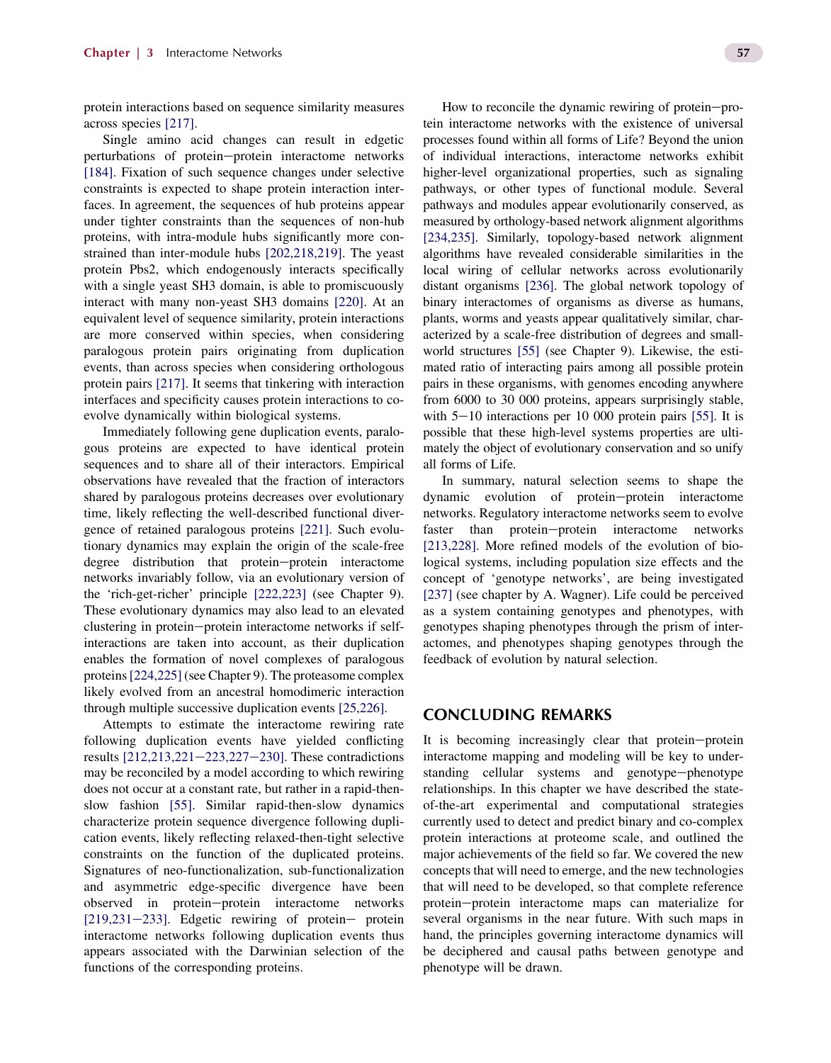protein interactions based on sequence similarity measures across species [217].

Single amino acid changes can result in edgetic perturbations of protein–protein interactome networks [184]. Fixation of such sequence changes under selective constraints is expected to shape protein interaction interfaces. In agreement, the sequences of hub proteins appear under tighter constraints than the sequences of non-hub proteins, with intra-module hubs significantly more constrained than inter-module hubs [202,218,219]. The yeast protein Pbs2, which endogenously interacts specifically with a single yeast SH3 domain, is able to promiscuously interact with many non-yeast SH3 domains [220]. At an equivalent level of sequence similarity, protein interactions are more conserved within species, when considering paralogous protein pairs originating from duplication events, than across species when considering orthologous protein pairs [217]. It seems that tinkering with interaction interfaces and specificity causes protein interactions to coevolve dynamically within biological systems.

Immediately following gene duplication events, paralogous proteins are expected to have identical protein sequences and to share all of their interactors. Empirical observations have revealed that the fraction of interactors shared by paralogous proteins decreases over evolutionary time, likely reflecting the well-described functional divergence of retained paralogous proteins [221]. Such evolutionary dynamics may explain the origin of the scale-free degree distribution that protein–protein interactome networks invariably follow, via an evolutionary version of the 'rich-get-richer' principle [222,223] (see Chapter 9). These evolutionary dynamics may also lead to an elevated clustering in protein–protein interactome networks if self-interactions are taken into account, as their duplication enables the formation of novel complexes of paralogous proteins [224,225] (see Chapter 9). The proteasome complex likely evolved from an ancestral homodimeric interaction through multiple successive duplication events [25,226].

Attempts to estimate the interactome rewiring rate following duplication events have yielded conflicting results [212,213,221–223,227–230]. These contradictions may be reconciled by a model according to which rewiring does not occur at a constant rate, but rather in a rapid-then-slow fashion [55]. Similar rapid-then-slow dynamics characterize protein sequence divergence following duplication events, likely reflecting relaxed-then-tight selective constraints on the function of the duplicated proteins. Signatures of neo-functionalization, sub-functionalization and asymmetric edge-specific divergence have been observed in protein–protein interactome networks [219,231–233]. Edgetic rewiring of protein– protein interactome networks following duplication events thus appears associated with the Darwinian selection of the functions of the corresponding proteins.

How to reconcile the dynamic rewiring of protein–protein interactome networks with the existence of universal processes found within all forms of Life? Beyond the union of individual interactions, interactome networks exhibit higher-level organizational properties, such as signaling pathways, or other types of functional module. Several pathways and modules appear evolutionarily conserved, as measured by orthology-based network alignment algorithms [234,235]. Similarly, topology-based network alignment algorithms have revealed considerable similarities in the local wiring of cellular networks across evolutionarily distant organisms [236]. The global network topology of binary interactomes of organisms as diverse as humans, plants, worms and yeasts appear qualitatively similar, characterized by a scale-free distribution of degrees and small-world structures [55] (see Chapter 9). Likewise, the estimated ratio of interacting pairs among all possible protein pairs in these organisms, with genomes encoding anywhere from 6000 to 30 000 proteins, appears surprisingly stable, with 5–10 interactions per 10 000 protein pairs [55]. It is possible that these high-level systems properties are ultimately the object of evolutionary conservation and so unify all forms of Life.

In summary, natural selection seems to shape the dynamic evolution of protein–protein interactome networks. Regulatory interactome networks seem to evolve faster than protein–protein interactome networks [213,228]. More refined models of the evolution of biological systems, including population size effects and the concept of 'genotype networks', are being investigated [237] (see chapter by A. Wagner). Life could be perceived as a system containing genotypes and phenotypes, with genotypes shaping phenotypes through the prism of interactomes, and phenotypes shaping genotypes through the feedback of evolution by natural selection.

## CONCLUDING REMARKS

It is becoming increasingly clear that protein–protein interactome mapping and modeling will be key to understanding cellular systems and genotype–phenotype relationships. In this chapter we have described the state-of-the-art experimental and computational strategies currently used to detect and predict binary and co-complex protein interactions at proteome scale, and outlined the major achievements of the field so far. We covered the new concepts that will need to emerge, and the new technologies that will need to be developed, so that complete reference protein–protein interactome maps can materialize for several organisms in the near future. With such maps in hand, the principles governing interactome dynamics will be deciphered and causal paths between genotype and phenotype will be drawn.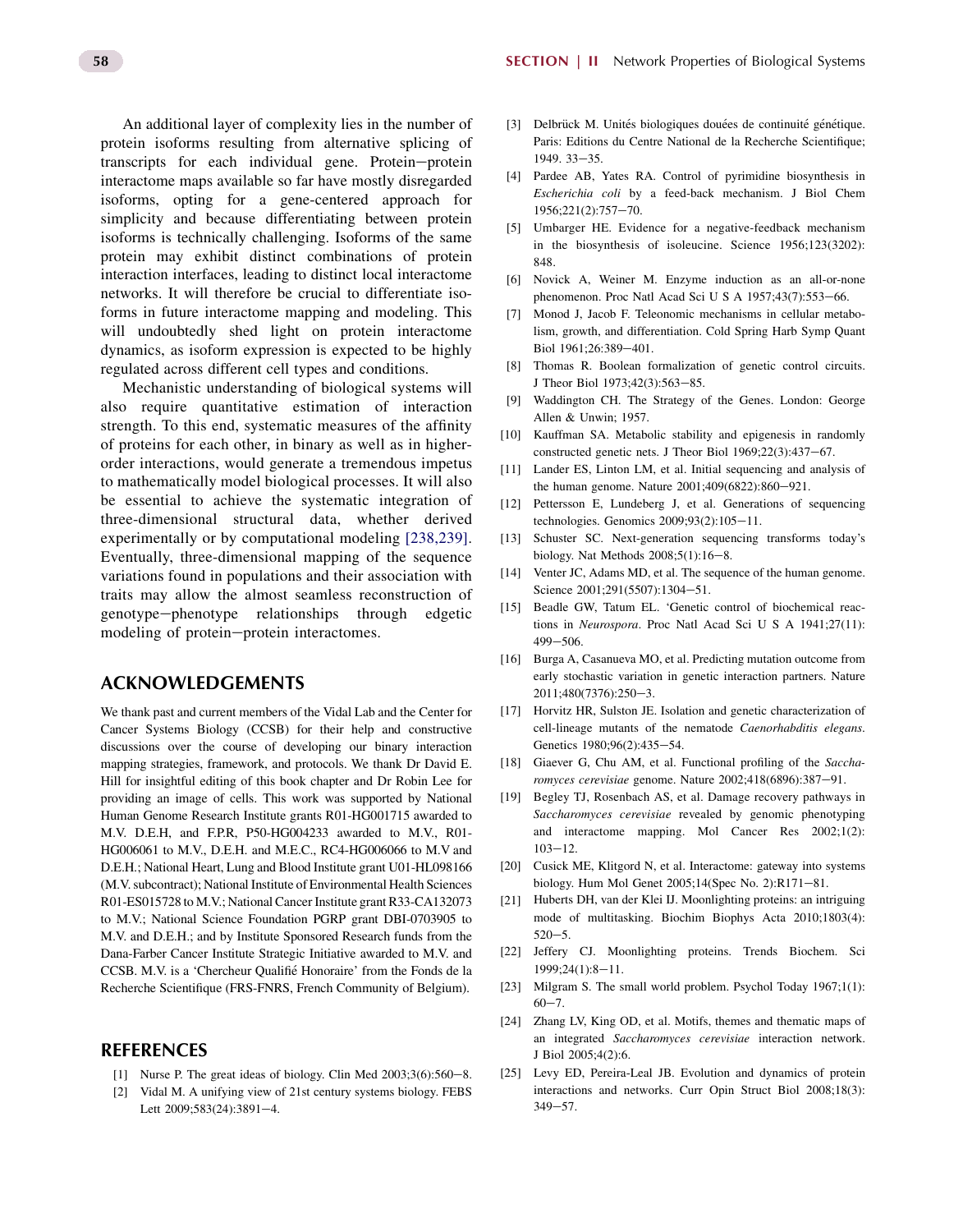An additional layer of complexity lies in the number of protein isoforms resulting from alternative splicing of transcripts for each individual gene. Protein–protein interactome maps available so far have mostly disregarded isoforms, opting for a gene-centered approach for simplicity and because differentiating between protein isoforms is technically challenging. Isoforms of the same protein may exhibit distinct combinations of protein interaction interfaces, leading to distinct local interactome networks. It will therefore be crucial to differentiate isoforms in future interactome mapping and modeling. This will undoubtedly shed light on protein interactome dynamics, as isoform expression is expected to be highly regulated across different cell types and conditions.

Mechanistic understanding of biological systems will also require quantitative estimation of interaction strength. To this end, systematic measures of the affinity of proteins for each other, in binary as well as in higher-order interactions, would generate a tremendous impetus to mathematically model biological processes. It will also be essential to achieve the systematic integration of three-dimensional structural data, whether derived experimentally or by computational modeling [238,239]. Eventually, three-dimensional mapping of the sequence variations found in populations and their association with traits may allow the almost seamless reconstruction of genotype–phenotype relationships through edgetic modeling of protein–protein interactomes.

## ACKNOWLEDGEMENTS

We thank past and current members of the Vidal Lab and the Center for Cancer Systems Biology (CCSB) for their help and constructive discussions over the course of developing our binary interaction mapping strategies, framework, and protocols. We thank Dr David E. Hill for insightful editing of this book chapter and Dr Robin Lee for providing an image of cells. This work was supported by National Human Genome Research Institute grants R01-HG001715 awarded to M.V. D.E.H, and F.P.R, P50-HG004233 awarded to M.V., R01-HG006061 to M.V., D.E.H. and M.E.C., RC4-HG006066 to M.V and D.E.H.; National Heart, Lung and Blood Institute grant U01-HL098166 (M.V. subcontract); National Institute of Environmental Health Sciences R01-ES015728 to M.V.; National Cancer Institute grant R33-CA132073 to M.V.; National Science Foundation PGRP grant DBI-0703905 to M.V. and D.E.H.; and by Institute Sponsored Research funds from the Dana-Farber Cancer Institute Strategic Initiative awarded to M.V. and CCSB. M.V. is a 'Chercheur Qualifié Honoraire' from the Fonds de la Recherche Scientifique (FRS-FNRS, French Community of Belgium).

## REFERENCES

[1] Nurse P. The great ideas of biology. Clin Med 2003;3(6):560–8.

[2] Vidal M. A unifying view of 21st century systems biology. FEBS Lett 2009;583(24):3891–4.

[3] Delbrück M. Unités biologiques douées de continuité génétique. Paris: Editions du Centre National de la Recherche Scientifique; 1949. 33–35.

[4] Pardee AB, Yates RA. Control of pyrimidine biosynthesis in *Escherichia coli* by a feed-back mechanism. J Biol Chem 1956;221(2):757–70.

[5] Umbarger HE. Evidence for a negative-feedback mechanism in the biosynthesis of isoleucine. Science 1956;123(3202): 848.

[6] Novick A, Weiner M. Enzyme induction as an all-or-none phenomenon. Proc Natl Acad Sci U S A 1957;43(7):553–66.

[7] Monod J, Jacob F. Teleonomic mechanisms in cellular metabolism, growth, and differentiation. Cold Spring Harb Symp Quant Biol 1961;26:389–401.

[8] Thomas R. Boolean formalization of genetic control circuits. J Theor Biol 1973;42(3):563–85.

[9] Waddington CH. The Strategy of the Genes. London: George Allen & Unwin; 1957.

[10] Kauffman SA. Metabolic stability and epigenesis in randomly constructed genetic nets. J Theor Biol 1969;22(3):437–67.

[11] Lander ES, Linton LM, et al. Initial sequencing and analysis of the human genome. Nature 2001;409(6822):860–921.

[12] Pettersson E, Lundeberg J, et al. Generations of sequencing technologies. Genomics 2009;93(2):105–11.

[13] Schuster SC. Next-generation sequencing transforms today's biology. Nat Methods 2008;5(1):16–8.

[14] Venter JC, Adams MD, et al. The sequence of the human genome. Science 2001;291(5507):1304–51.

[15] Beadle GW, Tatum EL. 'Genetic control of biochemical reactions in *Neurospora*. Proc Natl Acad Sci U S A 1941;27(11): 499–506.

[16] Burga A, Casanueva MO, et al. Predicting mutation outcome from early stochastic variation in genetic interaction partners. Nature 2011;480(7376):250–3.

[17] Horvitz HR, Sulston JE. Isolation and genetic characterization of cell-lineage mutants of the nematode *Caenorhabditis elegans*. Genetics 1980;96(2):435–54.

[18] Giaever G, Chu AM, et al. Functional profiling of the *Saccharomyces cerevisiae* genome. Nature 2002;418(6896):387–91.

[19] Begley TJ, Rosenbach AS, et al. Damage recovery pathways in *Saccharomyces cerevisiae* revealed by genomic phenotyping and interactome mapping. Mol Cancer Res 2002;1(2): 103–12.

[20] Cusick ME, Klitgord N, et al. Interactome: gateway into systems biology. Hum Mol Genet 2005;14(Spec No. 2):R171–81.

[21] Huberts DH, van der Klei IJ. Moonlighting proteins: an intriguing mode of multitasking. Biochim Biophys Acta 2010;1803(4): 520–5.

[22] Jeffery CJ. Moonlighting proteins. Trends Biochem. Sci 1999;24(1):8–11.

[23] Milgram S. The small world problem. Psychol Today 1967;1(1): 60–7.

[24] Zhang LV, King OD, et al. Motifs, themes and thematic maps of an integrated *Saccharomyces cerevisiae* interaction network. J Biol 2005;4(2):6.

[25] Levy ED, Pereira-Leal JB. Evolution and dynamics of protein interactions and networks. Curr Opin Struct Biol 2008;18(3): 349–57.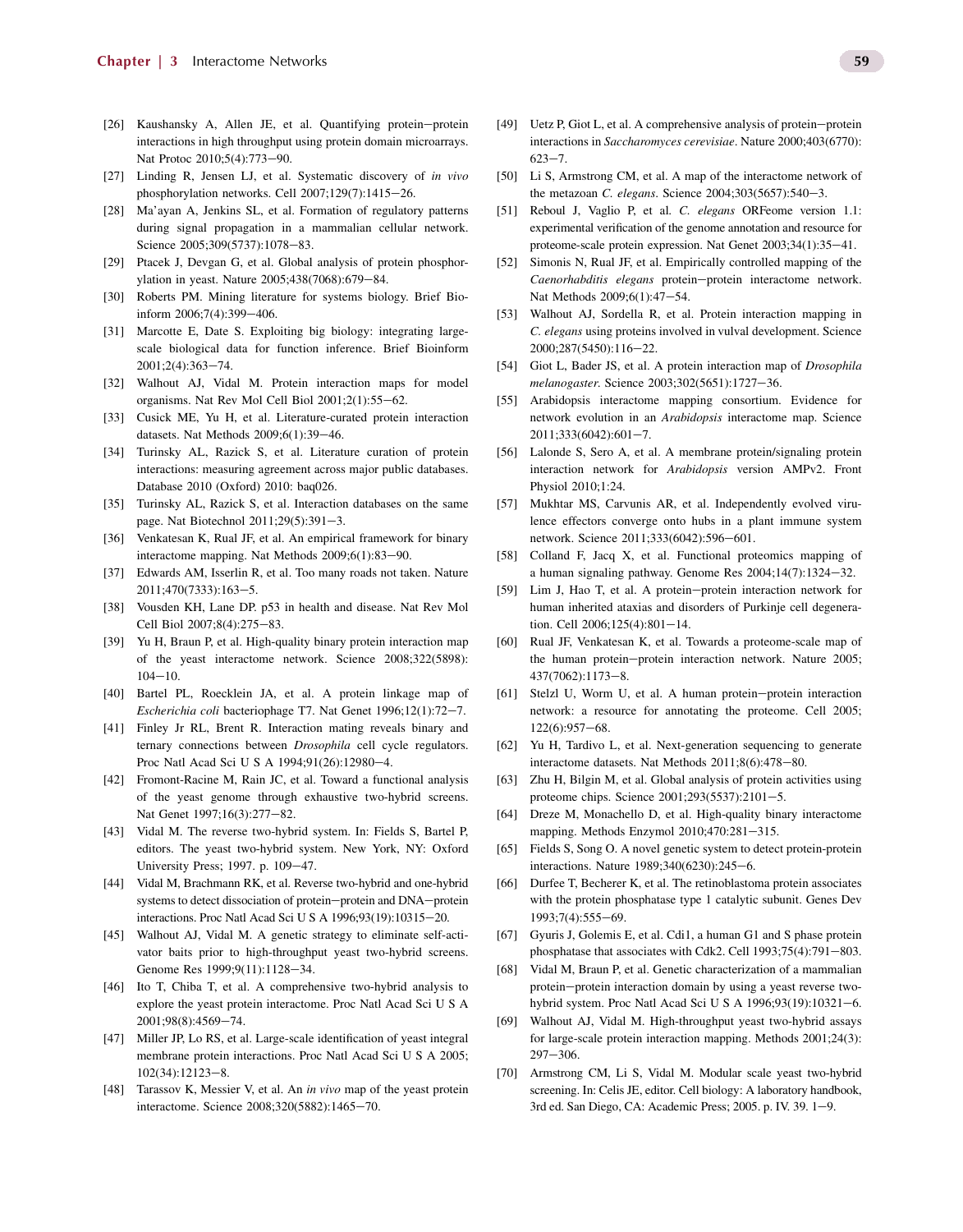[26] Kaushansky A, Allen JE, et al. Quantifying protein−protein interactions in high throughput using protein domain microarrays. Nat Protoc 2010;5(4):773−90.

[27] Linding R, Jensen LJ, et al. Systematic discovery of *in vivo* phosphorylation networks. Cell 2007;129(7):1415−26.

[28] Ma'ayan A, Jenkins SL, et al. Formation of regulatory patterns during signal propagation in a mammalian cellular network. Science 2005;309(5737):1078−83.

[29] Ptacek J, Devgan G, et al. Global analysis of protein phosphorylation in yeast. Nature 2005;438(7068):679−84.

[30] Roberts PM. Mining literature for systems biology. Brief Bioinform 2006;7(4):399−406.

[31] Marcotte E, Date S. Exploiting big biology: integrating large-scale biological data for function inference. Brief Bioinform 2001;2(4):363−74.

[32] Walhout AJ, Vidal M. Protein interaction maps for model organisms. Nat Rev Mol Cell Biol 2001;2(1):55−62.

[33] Cusick ME, Yu H, et al. Literature-curated protein interaction datasets. Nat Methods 2009;6(1):39−46.

[34] Turinsky AL, Razick S, et al. Literature curation of protein interactions: measuring agreement across major public databases. Database 2010 (Oxford) 2010: baq026.

[35] Turinsky AL, Razick S, et al. Interaction databases on the same page. Nat Biotechnol 2011;29(5):391−3.

[36] Venkatesan K, Rual JF, et al. An empirical framework for binary interactome mapping. Nat Methods 2009;6(1):83−90.

[37] Edwards AM, Isserlin R, et al. Too many roads not taken. Nature 2011;470(7333):163−5.

[38] Vousden KH, Lane DP. p53 in health and disease. Nat Rev Mol Cell Biol 2007;8(4):275−83.

[39] Yu H, Braun P, et al. High-quality binary protein interaction map of the yeast interactome network. Science 2008;322(5898): 104−10.

[40] Bartel PL, Roecklein JA, et al. A protein linkage map of *Escherichia coli* bacteriophage T7. Nat Genet 1996;12(1):72−7.

[41] Finley Jr RL, Brent R. Interaction mating reveals binary and ternary connections between *Drosophila* cell cycle regulators. Proc Natl Acad Sci U S A 1994;91(26):12980−4.

[42] Fromont-Racine M, Rain JC, et al. Toward a functional analysis of the yeast genome through exhaustive two-hybrid screens. Nat Genet 1997;16(3):277−82.

[43] Vidal M. The reverse two-hybrid system. In: Fields S, Bartel P, editors. The yeast two-hybrid system. New York, NY: Oxford University Press; 1997. p. 109−47.

[44] Vidal M, Brachmann RK, et al. Reverse two-hybrid and one-hybrid systems to detect dissociation of protein−protein and DNA−protein interactions. Proc Natl Acad Sci U S A 1996;93(19):10315−20.

[45] Walhout AJ, Vidal M. A genetic strategy to eliminate self-activator baits prior to high-throughput yeast two-hybrid screens. Genome Res 1999;9(11):1128−34.

[46] Ito T, Chiba T, et al. A comprehensive two-hybrid analysis to explore the yeast protein interactome. Proc Natl Acad Sci U S A 2001;98(8):4569−74.

[47] Miller JP, Lo RS, et al. Large-scale identification of yeast integral membrane protein interactions. Proc Natl Acad Sci U S A 2005; 102(34):12123−8.

[48] Tarassov K, Messier V, et al. An *in vivo* map of the yeast protein interactome. Science 2008;320(5882):1465−70.

[49] Uetz P, Giot L, et al. A comprehensive analysis of protein−protein interactions in *Saccharomyces cerevisiae*. Nature 2000;403(6770): 623−7.

[50] Li S, Armstrong CM, et al. A map of the interactome network of the metazoan *C. elegans*. Science 2004;303(5657):540−3.

[51] Reboul J, Vaglio P, et al. *C. elegans* ORFeome version 1.1: experimental verification of the genome annotation and resource for proteome-scale protein expression. Nat Genet 2003;34(1):35−41.

[52] Simonis N, Rual JF, et al. Empirically controlled mapping of the *Caenorhabditis elegans* protein−protein interactome network. Nat Methods 2009;6(1):47−54.

[53] Walhout AJ, Sordella R, et al. Protein interaction mapping in *C. elegans* using proteins involved in vulval development. Science 2000;287(5450):116−22.

[54] Giot L, Bader JS, et al. A protein interaction map of *Drosophila melanogaster*. Science 2003;302(5651):1727−36.

[55] Arabidopsis interactome mapping consortium. Evidence for network evolution in an *Arabidopsis* interactome map. Science 2011;333(6042):601−7.

[56] Lalonde S, Sero A, et al. A membrane protein/signaling protein interaction network for *Arabidopsis* version AMPv2. Front Physiol 2010;1:24.

[57] Mukhtar MS, Carvunis AR, et al. Independently evolved virulence effectors converge onto hubs in a plant immune system network. Science 2011;333(6042):596−601.

[58] Colland F, Jacq X, et al. Functional proteomics mapping of a human signaling pathway. Genome Res 2004;14(7):1324−32.

[59] Lim J, Hao T, et al. A protein−protein interaction network for human inherited ataxias and disorders of Purkinje cell degeneration. Cell 2006;125(4):801−14.

[60] Rual JF, Venkatesan K, et al. Towards a proteome-scale map of the human protein−protein interaction network. Nature 2005; 437(7062):1173−8.

[61] Stelzl U, Worm U, et al. A human protein−protein interaction network: a resource for annotating the proteome. Cell 2005; 122(6):957−68.

[62] Yu H, Tardivo L, et al. Next-generation sequencing to generate interactome datasets. Nat Methods 2011;8(6):478−80.

[63] Zhu H, Bilgin M, et al. Global analysis of protein activities using proteome chips. Science 2001;293(5537):2101−5.

[64] Dreze M, Monachello D, et al. High-quality binary interactome mapping. Methods Enzymol 2010;470:281−315.

[65] Fields S, Song O. A novel genetic system to detect protein-protein interactions. Nature 1989;340(6230):245−6.

[66] Durfee T, Becherer K, et al. The retinoblastoma protein associates with the protein phosphatase type 1 catalytic subunit. Genes Dev 1993;7(4):555−69.

[67] Gyuris J, Golemis E, et al. Cdi1, a human G1 and S phase protein phosphatase that associates with Cdk2. Cell 1993;75(4):791−803.

[68] Vidal M, Braun P, et al. Genetic characterization of a mammalian protein−protein interaction domain by using a yeast reverse two-hybrid system. Proc Natl Acad Sci U S A 1996;93(19):10321−6.

[69] Walhout AJ, Vidal M. High-throughput yeast two-hybrid assays for large-scale protein interaction mapping. Methods 2001;24(3): 297−306.

[70] Armstrong CM, Li S, Vidal M. Modular scale yeast two-hybrid screening. In: Celis JE, editor. Cell biology: A laboratory handbook, 3rd ed. San Diego, CA: Academic Press; 2005. p. IV. 39. 1−9.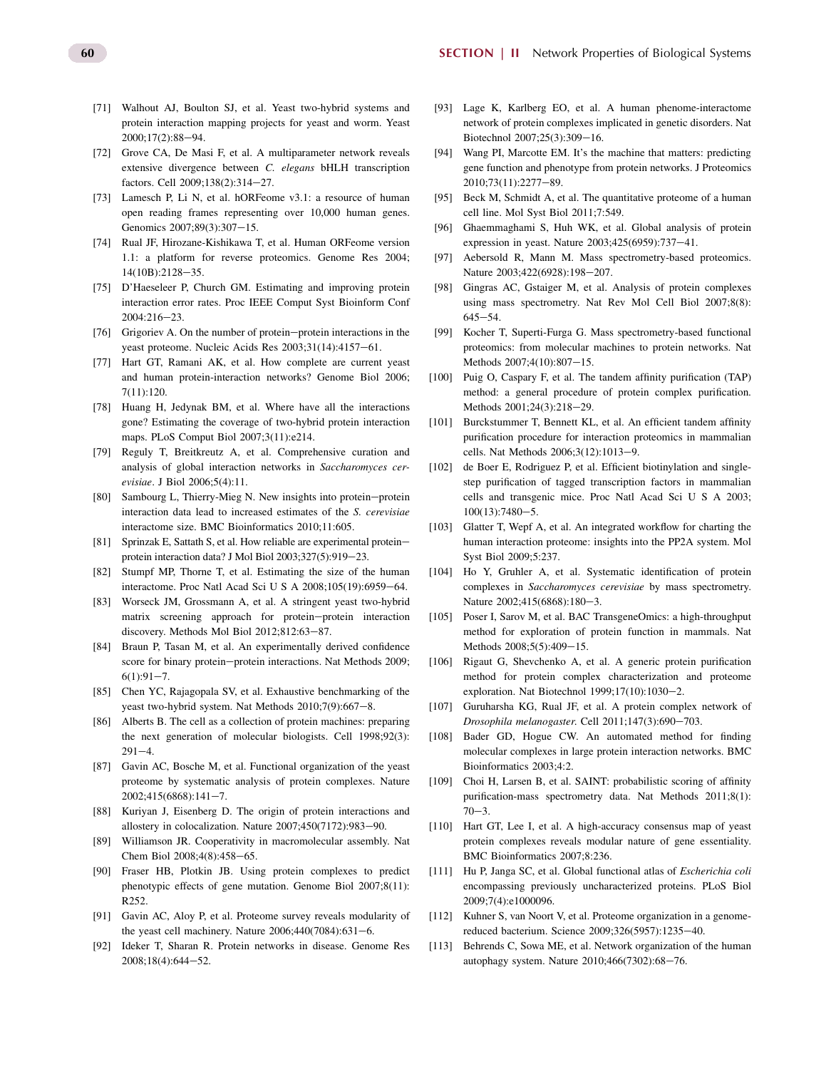[71] Walhout AJ, Boulton SJ, et al. Yeast two-hybrid systems and protein interaction mapping projects for yeast and worm. Yeast 2000;17(2):88–94.

[72] Grove CA, De Masi F, et al. A multiparameter network reveals extensive divergence between *C. elegans* bHLH transcription factors. Cell 2009;138(2):314–27.

[73] Lamesch P, Li N, et al. hORFeome v3.1: a resource of human open reading frames representing over 10,000 human genes. Genomics 2007;89(3):307–15.

[74] Rual JF, Hirozane-Kishikawa T, et al. Human ORFeome version 1.1: a platform for reverse proteomics. Genome Res 2004; 14(10B):2128–35.

[75] D'Haeseleer P, Church GM. Estimating and improving protein interaction error rates. Proc IEEE Comput Syst Bioinform Conf 2004:216–23.

[76] Grigoriev A. On the number of protein–protein interactions in the yeast proteome. Nucleic Acids Res 2003;31(14):4157–61.

[77] Hart GT, Ramani AK, et al. How complete are current yeast and human protein-interaction networks? Genome Biol 2006; 7(11):120.

[78] Huang H, Jedynak BM, et al. Where have all the interactions gone? Estimating the coverage of two-hybrid protein interaction maps. PLoS Comput Biol 2007;3(11):e214.

[79] Reguly T, Breitkreutz A, et al. Comprehensive curation and analysis of global interaction networks in *Saccharomyces cerevisiae*. J Biol 2006;5(4):11.

[80] Sambourg L, Thierry-Mieg N. New insights into protein–protein interaction data lead to increased estimates of the *S. cerevisiae* interactome size. BMC Bioinformatics 2010;11:605.

[81] Sprinzak E, Sattath S, et al. How reliable are experimental protein–protein interaction data? J Mol Biol 2003;327(5):919–23.

[82] Stumpf MP, Thorne T, et al. Estimating the size of the human interactome. Proc Natl Acad Sci U S A 2008;105(19):6959–64.

[83] Worseck JM, Grossmann A, et al. A stringent yeast two-hybrid matrix screening approach for protein–protein interaction discovery. Methods Mol Biol 2012;812:63–87.

[84] Braun P, Tasan M, et al. An experimentally derived confidence score for binary protein–protein interactions. Nat Methods 2009; 6(1):91–7.

[85] Chen YC, Rajagopala SV, et al. Exhaustive benchmarking of the yeast two-hybrid system. Nat Methods 2010;7(9):667–8.

[86] Alberts B. The cell as a collection of protein machines: preparing the next generation of molecular biologists. Cell 1998;92(3): 291–4.

[87] Gavin AC, Bosche M, et al. Functional organization of the yeast proteome by systematic analysis of protein complexes. Nature 2002;415(6868):141–7.

[88] Kuriyan J, Eisenberg D. The origin of protein interactions and allostery in colocalization. Nature 2007;450(7172):983–90.

[89] Williamson JR. Cooperativity in macromolecular assembly. Nat Chem Biol 2008;4(8):458–65.

[90] Fraser HB, Plotkin JB. Using protein complexes to predict phenotypic effects of gene mutation. Genome Biol 2007;8(11): R252.

[91] Gavin AC, Aloy P, et al. Proteome survey reveals modularity of the yeast cell machinery. Nature 2006;440(7084):631–6.

[92] Ideker T, Sharan R. Protein networks in disease. Genome Res 2008;18(4):644–52.

[93] Lage K, Karlberg EO, et al. A human phenome-interactome network of protein complexes implicated in genetic disorders. Nat Biotechnol 2007;25(3):309–16.

[94] Wang PI, Marcotte EM. It's the machine that matters: predicting gene function and phenotype from protein networks. J Proteomics 2010;73(11):2277–89.

[95] Beck M, Schmidt A, et al. The quantitative proteome of a human cell line. Mol Syst Biol 2011;7:549.

[96] Ghaemmaghami S, Huh WK, et al. Global analysis of protein expression in yeast. Nature 2003;425(6959):737–41.

[97] Aebersold R, Mann M. Mass spectrometry-based proteomics. Nature 2003;422(6928):198–207.

[98] Gingras AC, Gstaiger M, et al. Analysis of protein complexes using mass spectrometry. Nat Rev Mol Cell Biol 2007;8(8): 645–54.

[99] Kocher T, Superti-Furga G. Mass spectrometry-based functional proteomics: from molecular machines to protein networks. Nat Methods 2007;4(10):807–15.

[100] Puig O, Caspary F, et al. The tandem affinity purification (TAP) method: a general procedure of protein complex purification. Methods 2001;24(3):218–29.

[101] Burckstummer T, Bennett KL, et al. An efficient tandem affinity purification procedure for interaction proteomics in mammalian cells. Nat Methods 2006;3(12):1013–9.

[102] de Boer E, Rodriguez P, et al. Efficient biotinylation and single-step purification of tagged transcription factors in mammalian cells and transgenic mice. Proc Natl Acad Sci U S A 2003; 100(13):7480–5.

[103] Glatter T, Wepf A, et al. An integrated workflow for charting the human interaction proteome: insights into the PP2A system. Mol Syst Biol 2009;5:237.

[104] Ho Y, Gruhler A, et al. Systematic identification of protein complexes in *Saccharomyces cerevisiae* by mass spectrometry. Nature 2002;415(6868):180–3.

[105] Poser I, Sarov M, et al. BAC TransgeneOmics: a high-throughput method for exploration of protein function in mammals. Nat Methods 2008;5(5):409–15.

[106] Rigaut G, Shevchenko A, et al. A generic protein purification method for protein complex characterization and proteome exploration. Nat Biotechnol 1999;17(10):1030–2.

[107] Guruharsha KG, Rual JF, et al. A protein complex network of *Drosophila melanogaster*. Cell 2011;147(3):690–703.

[108] Bader GD, Hogue CW. An automated method for finding molecular complexes in large protein interaction networks. BMC Bioinformatics 2003;4:2.

[109] Choi H, Larsen B, et al. SAINT: probabilistic scoring of affinity purification-mass spectrometry data. Nat Methods 2011;8(1): 70–3.

[110] Hart GT, Lee I, et al. A high-accuracy consensus map of yeast protein complexes reveals modular nature of gene essentiality. BMC Bioinformatics 2007;8:236.

[111] Hu P, Janga SC, et al. Global functional atlas of *Escherichia coli* encompassing previously uncharacterized proteins. PLoS Biol 2009;7(4):e1000096.

[112] Kuhner S, van Noort V, et al. Proteome organization in a genome-reduced bacterium. Science 2009;326(5957):1235–40.

[113] Behrends C, Sowa ME, et al. Network organization of the human autophagy system. Nature 2010;466(7302):68–76.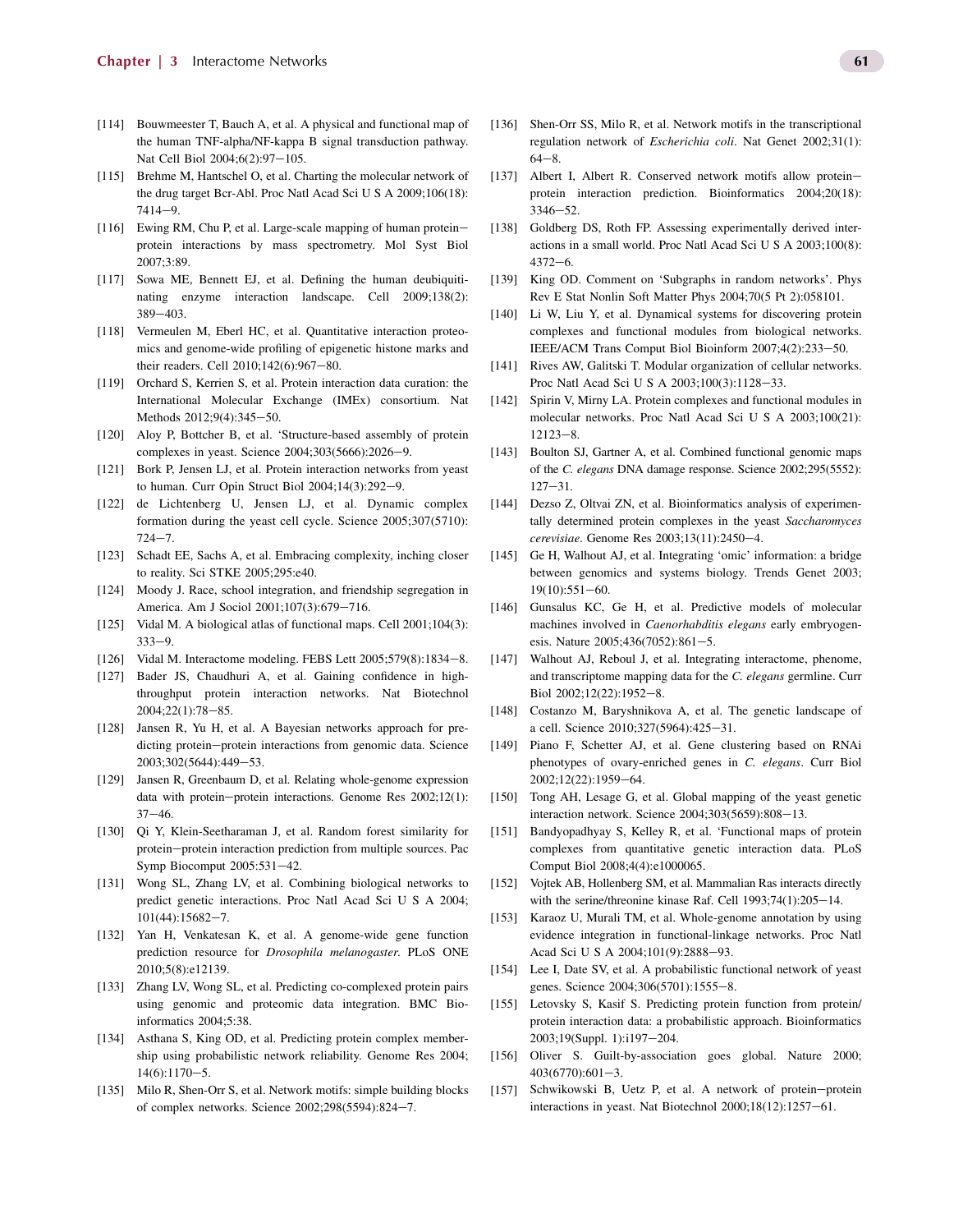[114] Bouwmeester T, Bauch A, et al. A physical and functional map of the human TNF-alpha/NF-kappa B signal transduction pathway. Nat Cell Biol 2004;6(2):97–105.

[115] Brehme M, Hantschel O, et al. Charting the molecular network of the drug target Bcr-Abl. Proc Natl Acad Sci U S A 2009;106(18): 7414–9.

[116] Ewing RM, Chu P, et al. Large-scale mapping of human protein–protein interactions by mass spectrometry. Mol Syst Biol 2007;3:89.

[117] Sowa ME, Bennett EJ, et al. Defining the human deubiquitinating enzyme interaction landscape. Cell 2009;138(2): 389–403.

[118] Vermeulen M, Eberl HC, et al. Quantitative interaction proteomics and genome-wide profiling of epigenetic histone marks and their readers. Cell 2010;142(6):967–80.

[119] Orchard S, Kerrien S, et al. Protein interaction data curation: the International Molecular Exchange (IMEx) consortium. Nat Methods 2012;9(4):345–50.

[120] Aloy P, Bottcher B, et al. 'Structure-based assembly of protein complexes in yeast. Science 2004;303(5666):2026–9.

[121] Bork P, Jensen LJ, et al. Protein interaction networks from yeast to human. Curr Opin Struct Biol 2004;14(3):292–9.

[122] de Lichtenberg U, Jensen LJ, et al. Dynamic complex formation during the yeast cell cycle. Science 2005;307(5710): 724–7.

[123] Schadt EE, Sachs A, et al. Embracing complexity, inching closer to reality. Sci STKE 2005;295:e40.

[124] Moody J. Race, school integration, and friendship segregation in America. Am J Sociol 2001;107(3):679–716.

[125] Vidal M. A biological atlas of functional maps. Cell 2001;104(3): 333–9.

[126] Vidal M. Interactome modeling. FEBS Lett 2005;579(8):1834–8.

[127] Bader JS, Chaudhuri A, et al. Gaining confidence in high-throughput protein interaction networks. Nat Biotechnol 2004;22(1):78–85.

[128] Jansen R, Yu H, et al. A Bayesian networks approach for predicting protein–protein interactions from genomic data. Science 2003;302(5644):449–53.

[129] Jansen R, Greenbaum D, et al. Relating whole-genome expression data with protein–protein interactions. Genome Res 2002;12(1): 37–46.

[130] Qi Y, Klein-Seetharaman J, et al. Random forest similarity for protein–protein interaction prediction from multiple sources. Pac Symp Biocomput 2005:531–42.

[131] Wong SL, Zhang LV, et al. Combining biological networks to predict genetic interactions. Proc Natl Acad Sci U S A 2004; 101(44):15682–7.

[132] Yan H, Venkatesan K, et al. A genome-wide gene function prediction resource for *Drosophila melanogaster*. PLoS ONE 2010;5(8):e12139.

[133] Zhang LV, Wong SL, et al. Predicting co-complexed protein pairs using genomic and proteomic data integration. BMC Bioinformatics 2004;5:38.

[134] Asthana S, King OD, et al. Predicting protein complex membership using probabilistic network reliability. Genome Res 2004; 14(6):1170–5.

[135] Milo R, Shen-Orr S, et al. Network motifs: simple building blocks of complex networks. Science 2002;298(5594):824–7.

[136] Shen-Orr SS, Milo R, et al. Network motifs in the transcriptional regulation network of *Escherichia coli*. Nat Genet 2002;31(1): 64–8.

[137] Albert I, Albert R. Conserved network motifs allow protein–protein interaction prediction. Bioinformatics 2004;20(18): 3346–52.

[138] Goldberg DS, Roth FP. Assessing experimentally derived interactions in a small world. Proc Natl Acad Sci U S A 2003;100(8): 4372–6.

[139] King OD. Comment on 'Subgraphs in random networks'. Phys Rev E Stat Nonlin Soft Matter Phys 2004;70(5 Pt 2):058101.

[140] Li W, Liu Y, et al. Dynamical systems for discovering protein complexes and functional modules from biological networks. IEEE/ACM Trans Comput Biol Bioinform 2007;4(2):233–50.

[141] Rives AW, Galitski T. Modular organization of cellular networks. Proc Natl Acad Sci U S A 2003;100(3):1128–33.

[142] Spirin V, Mirny LA. Protein complexes and functional modules in molecular networks. Proc Natl Acad Sci U S A 2003;100(21): 12123–8.

[143] Boulton SJ, Gartner A, et al. Combined functional genomic maps of the *C. elegans* DNA damage response. Science 2002;295(5552): 127–31.

[144] Dezso Z, Oltvai ZN, et al. Bioinformatics analysis of experimentally determined protein complexes in the yeast *Saccharomyces cerevisiae*. Genome Res 2003;13(11):2450–4.

[145] Ge H, Walhout AJ, et al. Integrating 'omic' information: a bridge between genomics and systems biology. Trends Genet 2003; 19(10):551–60.

[146] Gunsalus KC, Ge H, et al. Predictive models of molecular machines involved in *Caenorhabditis elegans* early embryogenesis. Nature 2005;436(7052):861–5.

[147] Walhout AJ, Reboul J, et al. Integrating interactome, phenome, and transcriptome mapping data for the *C. elegans* germline. Curr Biol 2002;12(22):1952–8.

[148] Costanzo M, Baryshnikova A, et al. The genetic landscape of a cell. Science 2010;327(5964):425–31.

[149] Piano F, Schetter AJ, et al. Gene clustering based on RNAi phenotypes of ovary-enriched genes in *C. elegans*. Curr Biol 2002;12(22):1959–64.

[150] Tong AH, Lesage G, et al. Global mapping of the yeast genetic interaction network. Science 2004;303(5659):808–13.

[151] Bandyopadhyay S, Kelley R, et al. 'Functional maps of protein complexes from quantitative genetic interaction data. PLoS Comput Biol 2008;4(4):e1000065.

[152] Vojtek AB, Hollenberg SM, et al. Mammalian Ras interacts directly with the serine/threonine kinase Raf. Cell 1993;74(1):205–14.

[153] Karaoz U, Murali TM, et al. Whole-genome annotation by using evidence integration in functional-linkage networks. Proc Natl Acad Sci U S A 2004;101(9):2888–93.

[154] Lee I, Date SV, et al. A probabilistic functional network of yeast genes. Science 2004;306(5701):1555–8.

[155] Letovsky S, Kasif S. Predicting protein function from protein/protein interaction data: a probabilistic approach. Bioinformatics 2003;19(Suppl. 1):i197–204.

[156] Oliver S. Guilt-by-association goes global. Nature 2000; 403(6770):601–3.

[157] Schwikowski B, Uetz P, et al. A network of protein–protein interactions in yeast. Nat Biotechnol 2000;18(12):1257–61.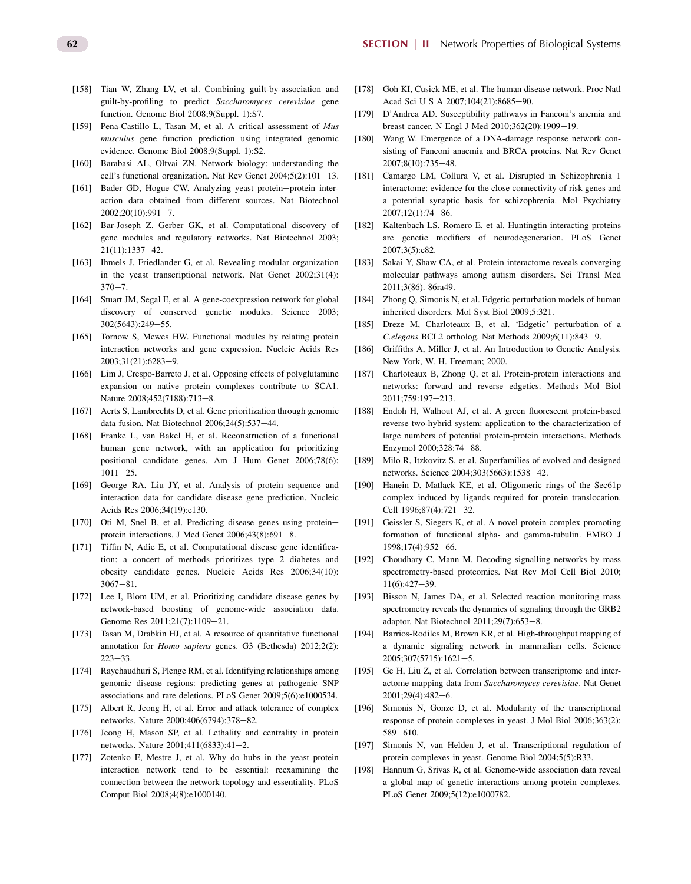[158] Tian W, Zhang LV, et al. Combining guilt-by-association and guilt-by-profiling to predict *Saccharomyces cerevisiae* gene function. Genome Biol 2008;9(Suppl. 1):S7.

[159] Pena-Castillo L, Tasan M, et al. A critical assessment of *Mus musculus* gene function prediction using integrated genomic evidence. Genome Biol 2008;9(Suppl. 1):S2.

[160] Barabasi AL, Oltvai ZN. Network biology: understanding the cell's functional organization. Nat Rev Genet 2004;5(2):101–13.

[161] Bader GD, Hogue CW. Analyzing yeast protein–protein interaction data obtained from different sources. Nat Biotechnol 2002;20(10):991–7.

[162] Bar-Joseph Z, Gerber GK, et al. Computational discovery of gene modules and regulatory networks. Nat Biotechnol 2003; 21(11):1337–42.

[163] Ihmels J, Friedlander G, et al. Revealing modular organization in the yeast transcriptional network. Nat Genet 2002;31(4): 370–7.

[164] Stuart JM, Segal E, et al. A gene-coexpression network for global discovery of conserved genetic modules. Science 2003; 302(5643):249–55.

[165] Tornow S, Mewes HW. Functional modules by relating protein interaction networks and gene expression. Nucleic Acids Res 2003;31(21):6283–9.

[166] Lim J, Crespo-Barreto J, et al. Opposing effects of polyglutamine expansion on native protein complexes contribute to SCA1. Nature 2008;452(7188):713–8.

[167] Aerts S, Lambrechts D, et al. Gene prioritization through genomic data fusion. Nat Biotechnol 2006;24(5):537–44.

[168] Franke L, van Bakel H, et al. Reconstruction of a functional human gene network, with an application for prioritizing positional candidate genes. Am J Hum Genet 2006;78(6): 1011–25.

[169] George RA, Liu JY, et al. Analysis of protein sequence and interaction data for candidate disease gene prediction. Nucleic Acids Res 2006;34(19):e130.

[170] Oti M, Snel B, et al. Predicting disease genes using protein–protein interactions. J Med Genet 2006;43(8):691–8.

[171] Tiffin N, Adie E, et al. Computational disease gene identification: a concert of methods prioritizes type 2 diabetes and obesity candidate genes. Nucleic Acids Res 2006;34(10): 3067–81.

[172] Lee I, Blom UM, et al. Prioritizing candidate disease genes by network-based boosting of genome-wide association data. Genome Res 2011;21(7):1109–21.

[173] Tasan M, Drabkin HJ, et al. A resource of quantitative functional annotation for *Homo sapiens* genes. G3 (Bethesda) 2012;2(2): 223–33.

[174] Raychaudhuri S, Plenge RM, et al. Identifying relationships among genomic disease regions: predicting genes at pathogenic SNP associations and rare deletions. PLoS Genet 2009;5(6):e1000534.

[175] Albert R, Jeong H, et al. Error and attack tolerance of complex networks. Nature 2000;406(6794):378–82.

[176] Jeong H, Mason SP, et al. Lethality and centrality in protein networks. Nature 2001;411(6833):41–2.

[177] Zotenko E, Mestre J, et al. Why do hubs in the yeast protein interaction network tend to be essential: reexamining the connection between the network topology and essentiality. PLoS Comput Biol 2008;4(8):e1000140.

[178] Goh KI, Cusick ME, et al. The human disease network. Proc Natl Acad Sci U S A 2007;104(21):8685–90.

[179] D'Andrea AD. Susceptibility pathways in Fanconi's anemia and breast cancer. N Engl J Med 2010;362(20):1909–19.

[180] Wang W. Emergence of a DNA-damage response network consisting of Fanconi anaemia and BRCA proteins. Nat Rev Genet 2007;8(10):735–48.

[181] Camargo LM, Collura V, et al. Disrupted in Schizophrenia 1 interactome: evidence for the close connectivity of risk genes and a potential synaptic basis for schizophrenia. Mol Psychiatry 2007;12(1):74–86.

[182] Kaltenbach LS, Romero E, et al. Huntingtin interacting proteins are genetic modifiers of neurodegeneration. PLoS Genet 2007;3(5):e82.

[183] Sakai Y, Shaw CA, et al. Protein interactome reveals converging molecular pathways among autism disorders. Sci Transl Med 2011;3(86). 86ra49.

[184] Zhong Q, Simonis N, et al. Edgetic perturbation models of human inherited disorders. Mol Syst Biol 2009;5:321.

[185] Dreze M, Charloteaux B, et al. 'Edgetic' perturbation of a *C.elegans* BCL2 ortholog. Nat Methods 2009;6(11):843–9.

[186] Griffiths A, Miller J, et al. An Introduction to Genetic Analysis. New York, W. H. Freeman; 2000.

[187] Charloteaux B, Zhong Q, et al. Protein-protein interactions and networks: forward and reverse edgetics. Methods Mol Biol 2011;759:197–213.

[188] Endoh H, Walhout AJ, et al. A green fluorescent protein-based reverse two-hybrid system: application to the characterization of large numbers of potential protein-protein interactions. Methods Enzymol 2000;328:74–88.

[189] Milo R, Itzkovitz S, et al. Superfamilies of evolved and designed networks. Science 2004;303(5663):1538–42.

[190] Hanein D, Matlack KE, et al. Oligomeric rings of the Sec61p complex induced by ligands required for protein translocation. Cell 1996;87(4):721–32.

[191] Geissler S, Siegers K, et al. A novel protein complex promoting formation of functional alpha- and gamma-tubulin. EMBO J 1998;17(4):952–66.

[192] Choudhary C, Mann M. Decoding signalling networks by mass spectrometry-based proteomics. Nat Rev Mol Cell Biol 2010; 11(6):427–39.

[193] Bisson N, James DA, et al. Selected reaction monitoring mass spectrometry reveals the dynamics of signaling through the GRB2 adaptor. Nat Biotechnol 2011;29(7):653–8.

[194] Barrios-Rodiles M, Brown KR, et al. High-throughput mapping of a dynamic signaling network in mammalian cells. Science 2005;307(5715):1621–5.

[195] Ge H, Liu Z, et al. Correlation between transcriptome and interactome mapping data from *Saccharomyces cerevisiae*. Nat Genet 2001;29(4):482–6.

[196] Simonis N, Gonze D, et al. Modularity of the transcriptional response of protein complexes in yeast. J Mol Biol 2006;363(2): 589–610.

[197] Simonis N, van Helden J, et al. Transcriptional regulation of protein complexes in yeast. Genome Biol 2004;5(5):R33.

[198] Hannum G, Srivas R, et al. Genome-wide association data reveal a global map of genetic interactions among protein complexes. PLoS Genet 2009;5(12):e1000782.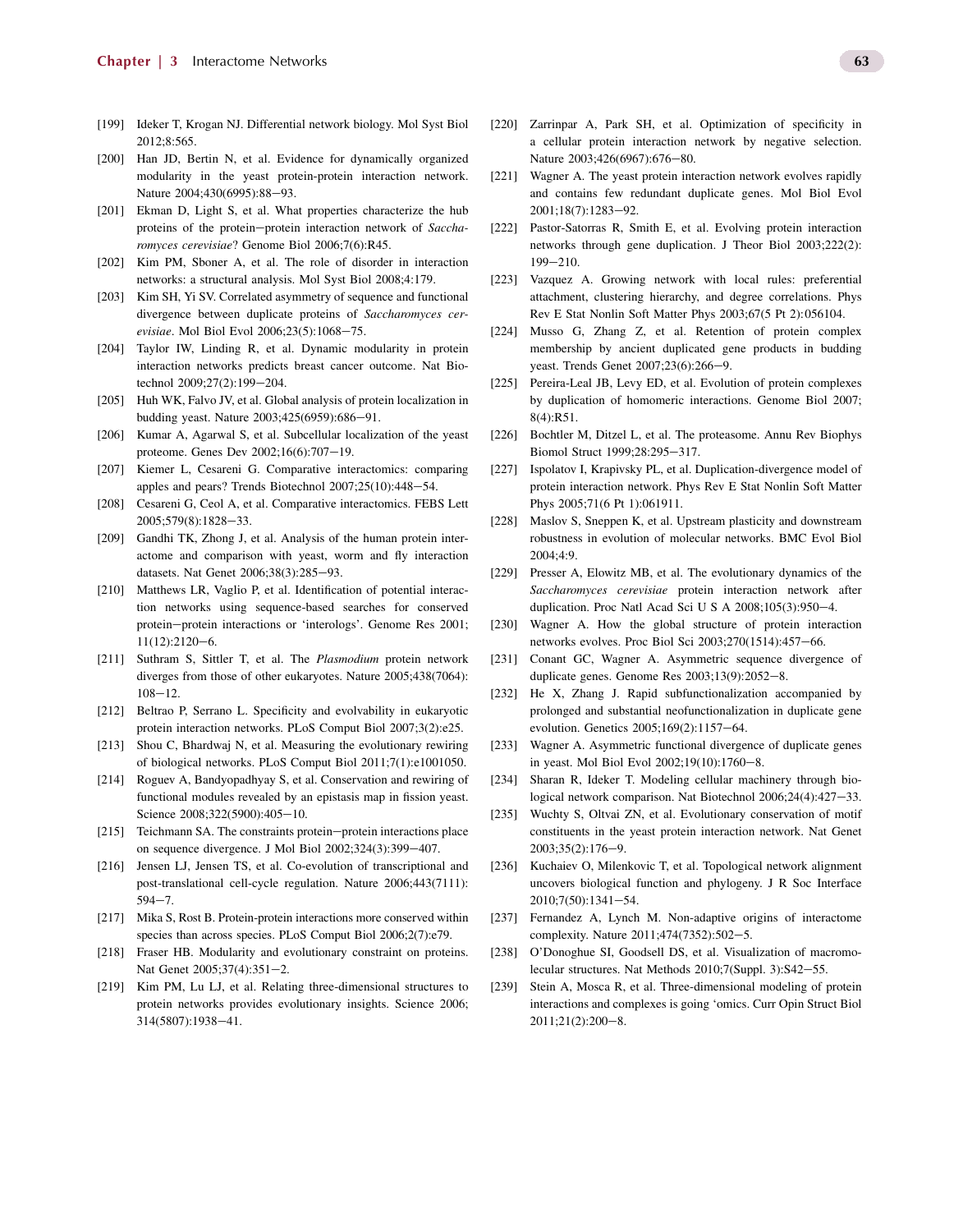[199] Ideker T, Krogan NJ. Differential network biology. Mol Syst Biol 2012;8:565.

[200] Han JD, Bertin N, et al. Evidence for dynamically organized modularity in the yeast protein-protein interaction network. Nature 2004;430(6995):88–93.

[201] Ekman D, Light S, et al. What properties characterize the hub proteins of the protein–protein interaction network of *Saccharomyces cerevisiae*? Genome Biol 2006;7(6):R45.

[202] Kim PM, Sboner A, et al. The role of disorder in interaction networks: a structural analysis. Mol Syst Biol 2008;4:179.

[203] Kim SH, Yi SV. Correlated asymmetry of sequence and functional divergence between duplicate proteins of *Saccharomyces cerevisiae*. Mol Biol Evol 2006;23(5):1068–75.

[204] Taylor IW, Linding R, et al. Dynamic modularity in protein interaction networks predicts breast cancer outcome. Nat Biotechnol 2009;27(2):199–204.

[205] Huh WK, Falvo JV, et al. Global analysis of protein localization in budding yeast. Nature 2003;425(6959):686–91.

[206] Kumar A, Agarwal S, et al. Subcellular localization of the yeast proteome. Genes Dev 2002;16(6):707–19.

[207] Kiemer L, Cesareni G. Comparative interactomics: comparing apples and pears? Trends Biotechnol 2007;25(10):448–54.

[208] Cesareni G, Ceol A, et al. Comparative interactomics. FEBS Lett 2005;579(8):1828–33.

[209] Gandhi TK, Zhong J, et al. Analysis of the human protein interactome and comparison with yeast, worm and fly interaction datasets. Nat Genet 2006;38(3):285–93.

[210] Matthews LR, Vaglio P, et al. Identification of potential interaction networks using sequence-based searches for conserved protein–protein interactions or 'interologs'. Genome Res 2001; 11(12):2120–6.

[211] Suthram S, Sittler T, et al. The *Plasmodium* protein network diverges from those of other eukaryotes. Nature 2005;438(7064): 108–12.

[212] Beltrao P, Serrano L. Specificity and evolvability in eukaryotic protein interaction networks. PLoS Comput Biol 2007;3(2):e25.

[213] Shou C, Bhardwaj N, et al. Measuring the evolutionary rewiring of biological networks. PLoS Comput Biol 2011;7(1):e1001050.

[214] Roguev A, Bandyopadhyay S, et al. Conservation and rewiring of functional modules revealed by an epistasis map in fission yeast. Science 2008;322(5900):405–10.

[215] Teichmann SA. The constraints protein–protein interactions place on sequence divergence. J Mol Biol 2002;324(3):399–407.

[216] Jensen LJ, Jensen TS, et al. Co-evolution of transcriptional and post-translational cell-cycle regulation. Nature 2006;443(7111): 594–7.

[217] Mika S, Rost B. Protein-protein interactions more conserved within species than across species. PLoS Comput Biol 2006;2(7):e79.

[218] Fraser HB. Modularity and evolutionary constraint on proteins. Nat Genet 2005;37(4):351–2.

[219] Kim PM, Lu LJ, et al. Relating three-dimensional structures to protein networks provides evolutionary insights. Science 2006; 314(5807):1938–41.

[220] Zarrinpar A, Park SH, et al. Optimization of specificity in a cellular protein interaction network by negative selection. Nature 2003;426(6967):676–80.

[221] Wagner A. The yeast protein interaction network evolves rapidly and contains few redundant duplicate genes. Mol Biol Evol 2001;18(7):1283–92.

[222] Pastor-Satorras R, Smith E, et al. Evolving protein interaction networks through gene duplication. J Theor Biol 2003;222(2): 199–210.

[223] Vazquez A. Growing network with local rules: preferential attachment, clustering hierarchy, and degree correlations. Phys Rev E Stat Nonlin Soft Matter Phys 2003;67(5 Pt 2):056104.

[224] Musso G, Zhang Z, et al. Retention of protein complex membership by ancient duplicated gene products in budding yeast. Trends Genet 2007;23(6):266–9.

[225] Pereira-Leal JB, Levy ED, et al. Evolution of protein complexes by duplication of homomeric interactions. Genome Biol 2007; 8(4):R51.

[226] Bochtler M, Ditzel L, et al. The proteasome. Annu Rev Biophys Biomol Struct 1999;28:295–317.

[227] Ispolatov I, Krapivsky PL, et al. Duplication-divergence model of protein interaction network. Phys Rev E Stat Nonlin Soft Matter Phys 2005;71(6 Pt 1):061911.

[228] Maslov S, Sneppen K, et al. Upstream plasticity and downstream robustness in evolution of molecular networks. BMC Evol Biol 2004;4:9.

[229] Presser A, Elowitz MB, et al. The evolutionary dynamics of the *Saccharomyces cerevisiae* protein interaction network after duplication. Proc Natl Acad Sci U S A 2008;105(3):950–4.

[230] Wagner A. How the global structure of protein interaction networks evolves. Proc Biol Sci 2003;270(1514):457–66.

[231] Conant GC, Wagner A. Asymmetric sequence divergence of duplicate genes. Genome Res 2003;13(9):2052–8.

[232] He X, Zhang J. Rapid subfunctionalization accompanied by prolonged and substantial neofunctionalization in duplicate gene evolution. Genetics 2005;169(2):1157–64.

[233] Wagner A. Asymmetric functional divergence of duplicate genes in yeast. Mol Biol Evol 2002;19(10):1760–8.

[234] Sharan R, Ideker T. Modeling cellular machinery through biological network comparison. Nat Biotechnol 2006;24(4):427–33.

[235] Wuchty S, Oltvai ZN, et al. Evolutionary conservation of motif constituents in the yeast protein interaction network. Nat Genet 2003;35(2):176–9.

[236] Kuchaiev O, Milenkovic T, et al. Topological network alignment uncovers biological function and phylogeny. J R Soc Interface 2010;7(50):1341–54.

[237] Fernandez A, Lynch M. Non-adaptive origins of interactome complexity. Nature 2011;474(7352):502–5.

[238] O'Donoghue SI, Goodsell DS, et al. Visualization of macromolecular structures. Nat Methods 2010;7(Suppl. 3):S42–55.

[239] Stein A, Mosca R, et al. Three-dimensional modeling of protein interactions and complexes is going 'omics. Curr Opin Struct Biol 2011;21(2):200–8.